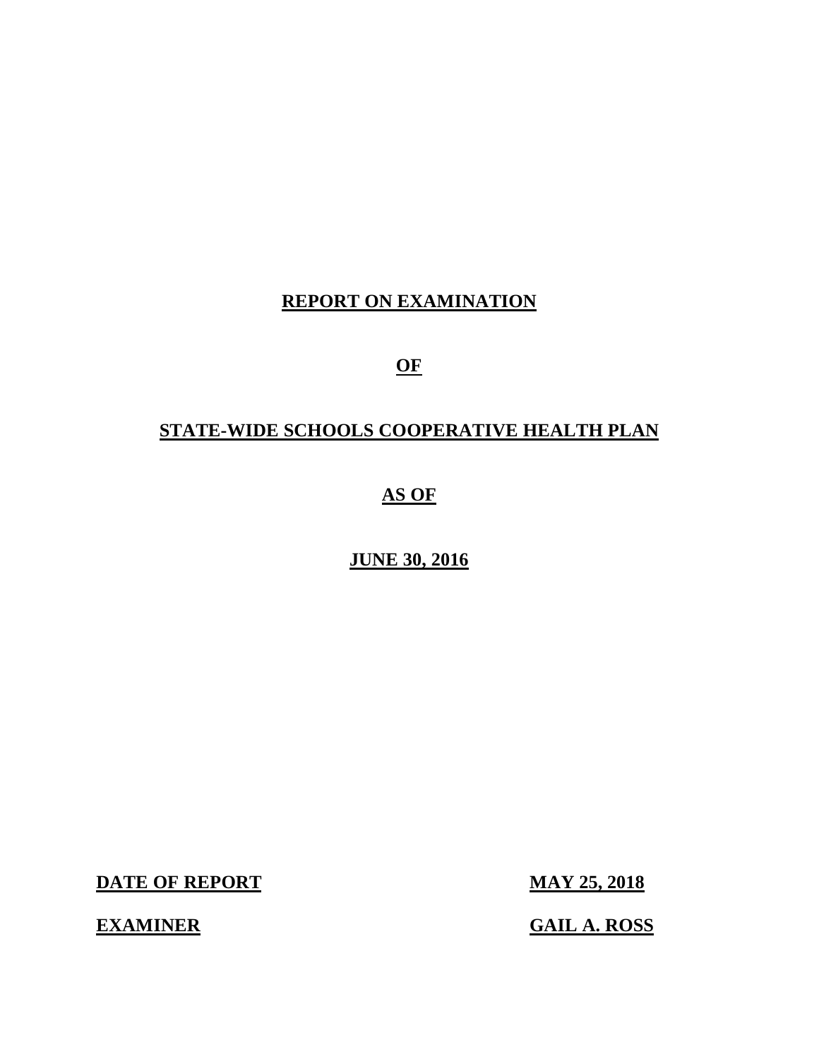# REPORT ON EXAMINATION

## OF

## STATE-WIDE SCHOOLS COOPERATIVE HEALTH PLAN

## AS OF

## JUNE 30, 2016

| | |
|---|---|
| **DATE OF REPORT** | **MAY 25, 2018** |
| **EXAMINER** | **GAIL A. ROSS** |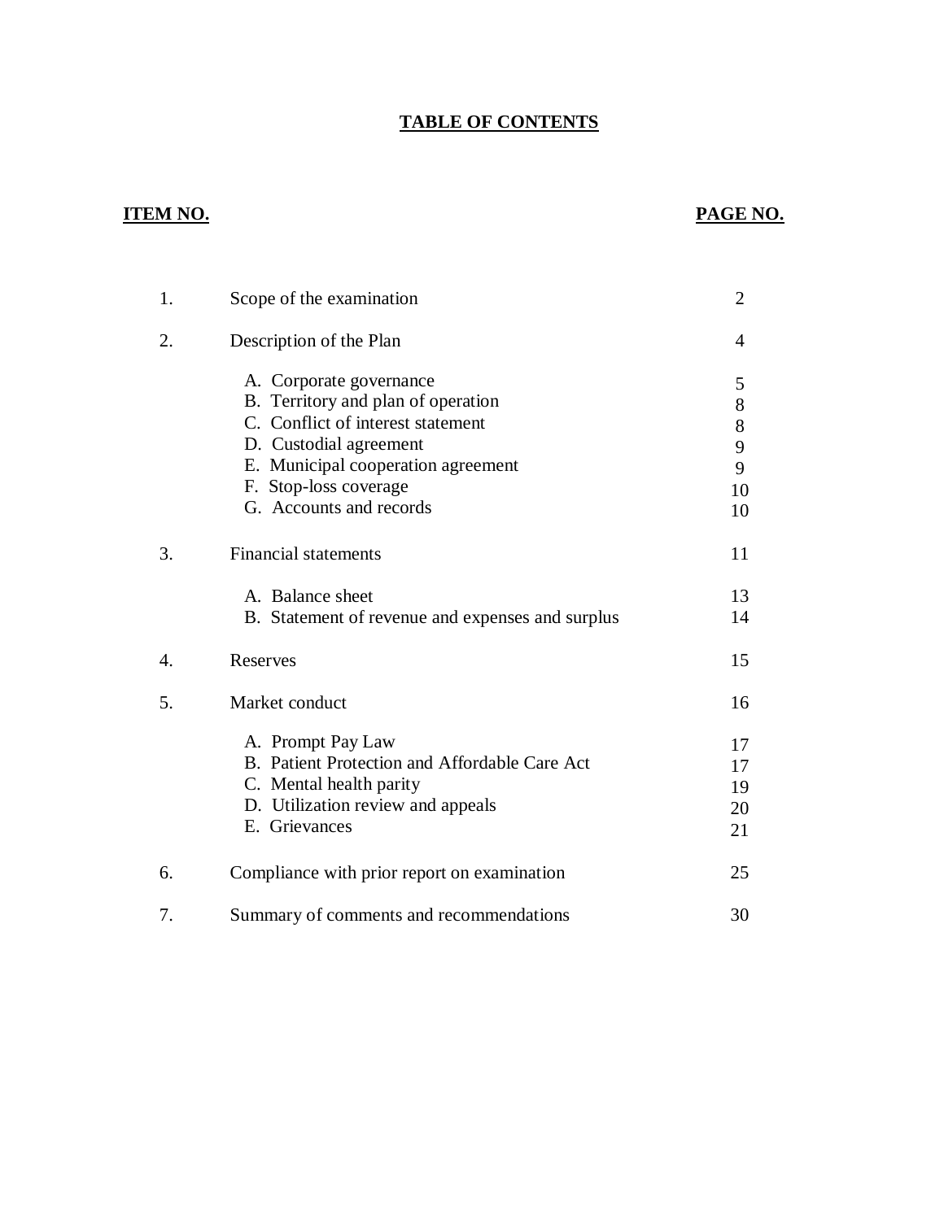# TABLE OF CONTENTS

| ITEM NO. | | PAGE NO. |
|---|---|---|
| 1. | Scope of the examination | 2 |
| 2. | Description of the Plan | 4 |
| | A. Corporate governance | 5 |
| | B. Territory and plan of operation | 8 |
| | C. Conflict of interest statement | 8 |
| | D. Custodial agreement | 9 |
| | E. Municipal cooperation agreement | 9 |
| | F. Stop-loss coverage | 10 |
| | G. Accounts and records | 10 |
| 3. | Financial statements | 11 |
| | A. Balance sheet | 13 |
| | B. Statement of revenue and expenses and surplus | 14 |
| 4. | Reserves | 15 |
| 5. | Market conduct | 16 |
| | A. Prompt Pay Law | 17 |
| | B. Patient Protection and Affordable Care Act | 17 |
| | C. Mental health parity | 19 |
| | D. Utilization review and appeals | 20 |
| | E. Grievances | 21 |
| 6. | Compliance with prior report on examination | 25 |
| 7. | Summary of comments and recommendations | 30 |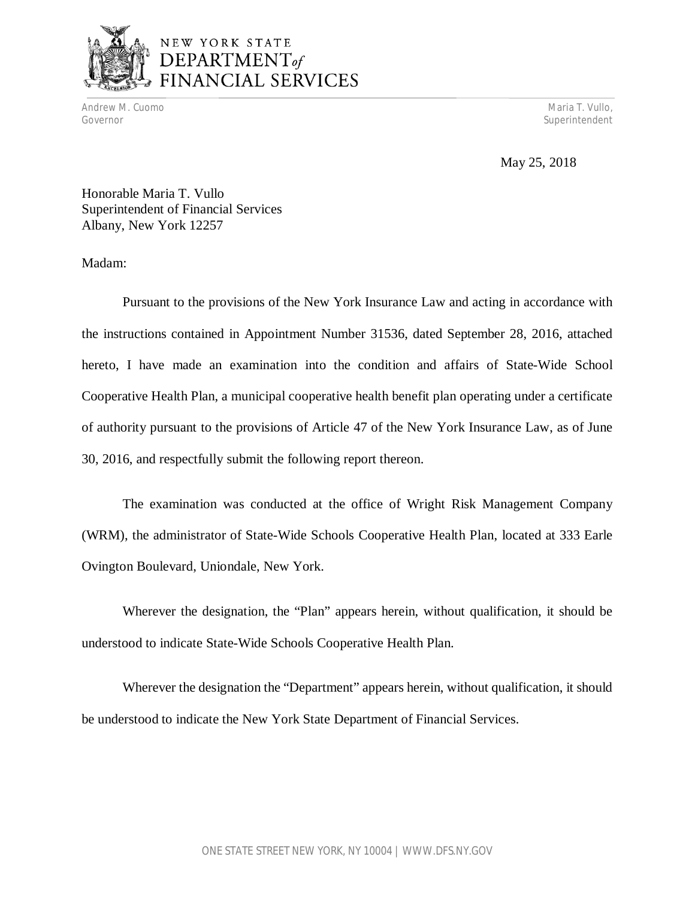NEW YORK STATE
DEPARTMENT of
FINANCIAL SERVICES

Andrew M. Cuomo
Governor

Maria T. Vullo,
Superintendent

May 25, 2018

Honorable Maria T. Vullo
Superintendent of Financial Services
Albany, New York 12257

Madam:

Pursuant to the provisions of the New York Insurance Law and acting in accordance with the instructions contained in Appointment Number 31536, dated September 28, 2016, attached hereto, I have made an examination into the condition and affairs of State-Wide School Cooperative Health Plan, a municipal cooperative health benefit plan operating under a certificate of authority pursuant to the provisions of Article 47 of the New York Insurance Law, as of June 30, 2016, and respectfully submit the following report thereon.

The examination was conducted at the office of Wright Risk Management Company (WRM), the administrator of State-Wide Schools Cooperative Health Plan, located at 333 Earle Ovington Boulevard, Uniondale, New York.

Wherever the designation, the "Plan" appears herein, without qualification, it should be understood to indicate State-Wide Schools Cooperative Health Plan.

Wherever the designation the "Department" appears herein, without qualification, it should be understood to indicate the New York State Department of Financial Services.

ONE STATE STREET NEW YORK, NY 10004 | WWW.DFS.NY.GOV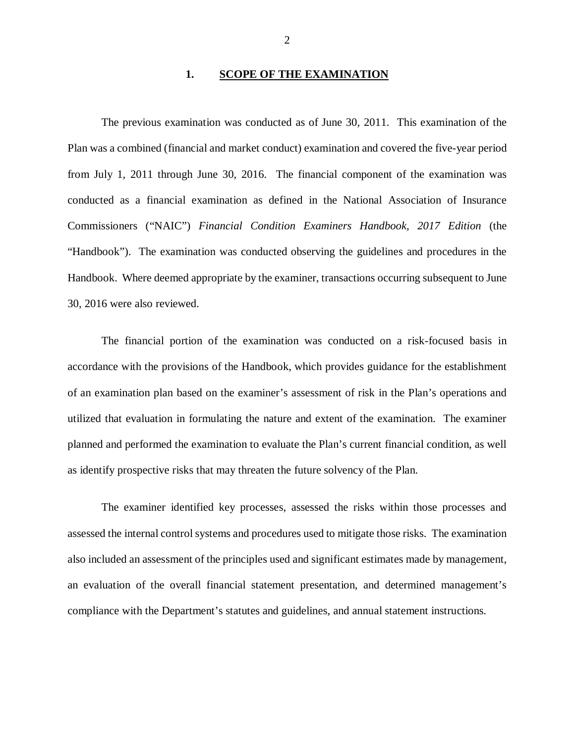## 1. SCOPE OF THE EXAMINATION

The previous examination was conducted as of June 30, 2011. This examination of the Plan was a combined (financial and market conduct) examination and covered the five-year period from July 1, 2011 through June 30, 2016. The financial component of the examination was conducted as a financial examination as defined in the National Association of Insurance Commissioners ("NAIC") *Financial Condition Examiners Handbook, 2017 Edition* (the "Handbook"). The examination was conducted observing the guidelines and procedures in the Handbook. Where deemed appropriate by the examiner, transactions occurring subsequent to June 30, 2016 were also reviewed.

The financial portion of the examination was conducted on a risk-focused basis in accordance with the provisions of the Handbook, which provides guidance for the establishment of an examination plan based on the examiner's assessment of risk in the Plan's operations and utilized that evaluation in formulating the nature and extent of the examination. The examiner planned and performed the examination to evaluate the Plan's current financial condition, as well as identify prospective risks that may threaten the future solvency of the Plan.

The examiner identified key processes, assessed the risks within those processes and assessed the internal control systems and procedures used to mitigate those risks. The examination also included an assessment of the principles used and significant estimates made by management, an evaluation of the overall financial statement presentation, and determined management's compliance with the Department's statutes and guidelines, and annual statement instructions.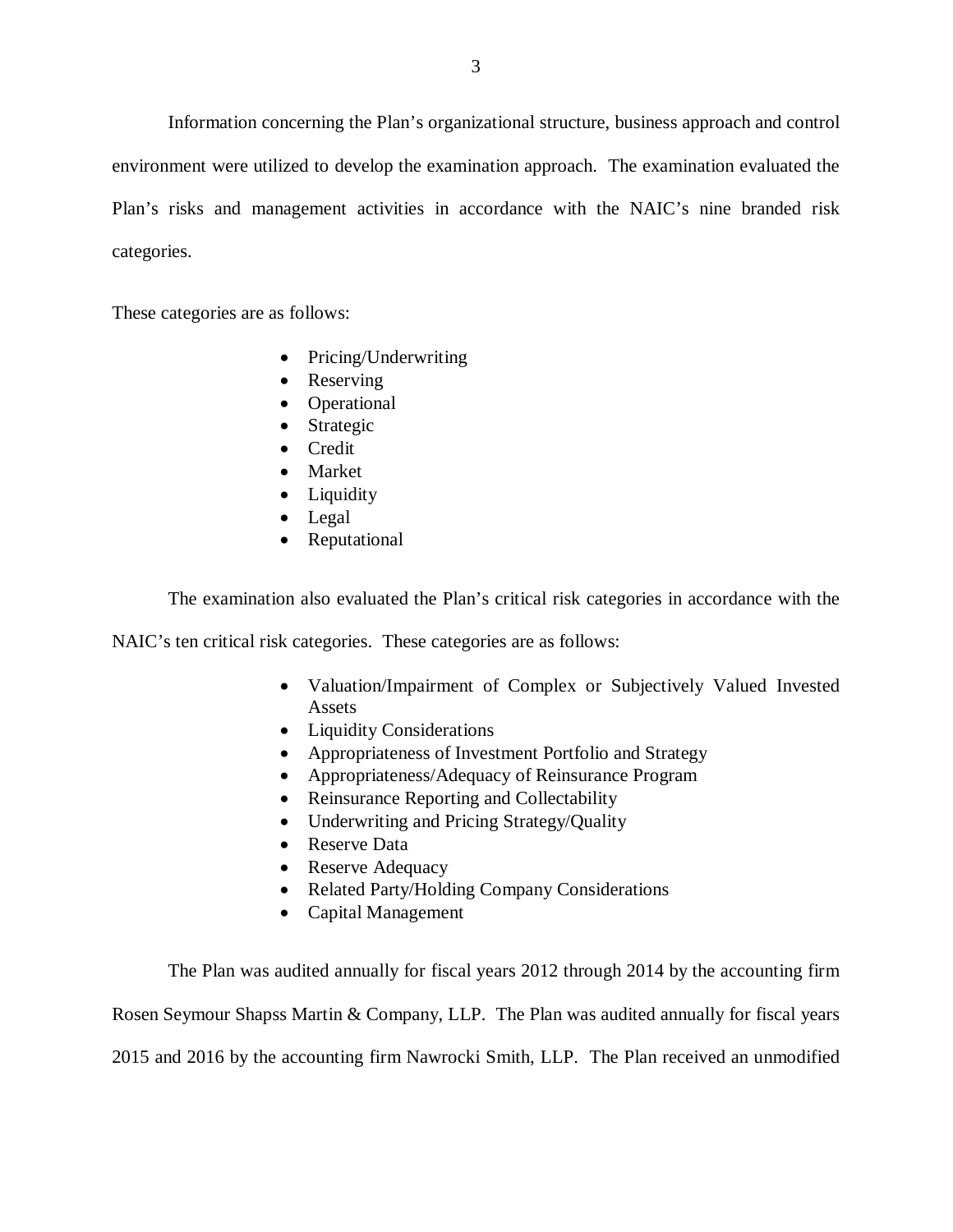Information concerning the Plan's organizational structure, business approach and control environment were utilized to develop the examination approach. The examination evaluated the Plan's risks and management activities in accordance with the NAIC's nine branded risk categories.

These categories are as follows:

- Pricing/Underwriting
- Reserving
- Operational
- Strategic
- Credit
- Market
- Liquidity
- Legal
- Reputational

The examination also evaluated the Plan's critical risk categories in accordance with the NAIC's ten critical risk categories. These categories are as follows:

- Valuation/Impairment of Complex or Subjectively Valued Invested Assets
- Liquidity Considerations
- Appropriateness of Investment Portfolio and Strategy
- Appropriateness/Adequacy of Reinsurance Program
- Reinsurance Reporting and Collectability
- Underwriting and Pricing Strategy/Quality
- Reserve Data
- Reserve Adequacy
- Related Party/Holding Company Considerations
- Capital Management

The Plan was audited annually for fiscal years 2012 through 2014 by the accounting firm Rosen Seymour Shapss Martin & Company, LLP. The Plan was audited annually for fiscal years 2015 and 2016 by the accounting firm Nawrocki Smith, LLP. The Plan received an unmodified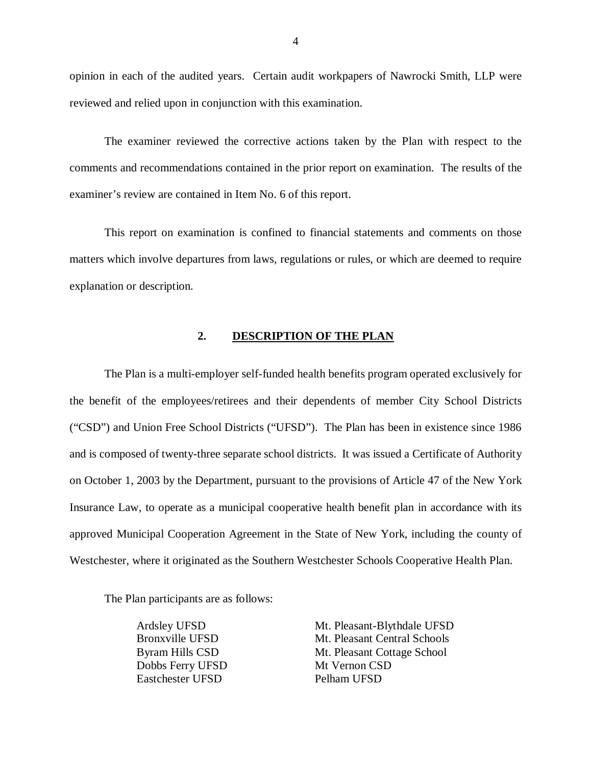opinion in each of the audited years. Certain audit workpapers of Nawrocki Smith, LLP were reviewed and relied upon in conjunction with this examination.

The examiner reviewed the corrective actions taken by the Plan with respect to the comments and recommendations contained in the prior report on examination. The results of the examiner's review are contained in Item No. 6 of this report.

This report on examination is confined to financial statements and comments on those matters which involve departures from laws, regulations or rules, or which are deemed to require explanation or description.

## 2. DESCRIPTION OF THE PLAN

The Plan is a multi-employer self-funded health benefits program operated exclusively for the benefit of the employees/retirees and their dependents of member City School Districts ("CSD") and Union Free School Districts ("UFSD"). The Plan has been in existence since 1986 and is composed of twenty-three separate school districts. It was issued a Certificate of Authority on October 1, 2003 by the Department, pursuant to the provisions of Article 47 of the New York Insurance Law, to operate as a municipal cooperative health benefit plan in accordance with its approved Municipal Cooperation Agreement in the State of New York, including the county of Westchester, where it originated as the Southern Westchester Schools Cooperative Health Plan.

The Plan participants are as follows:

| | |
|---|---|
| Ardsley UFSD | Mt. Pleasant-Blythdale UFSD |
| Bronxville UFSD | Mt. Pleasant Central Schools |
| Byram Hills CSD | Mt. Pleasant Cottage School |
| Dobbs Ferry UFSD | Mt Vernon CSD |
| Eastchester UFSD | Pelham UFSD |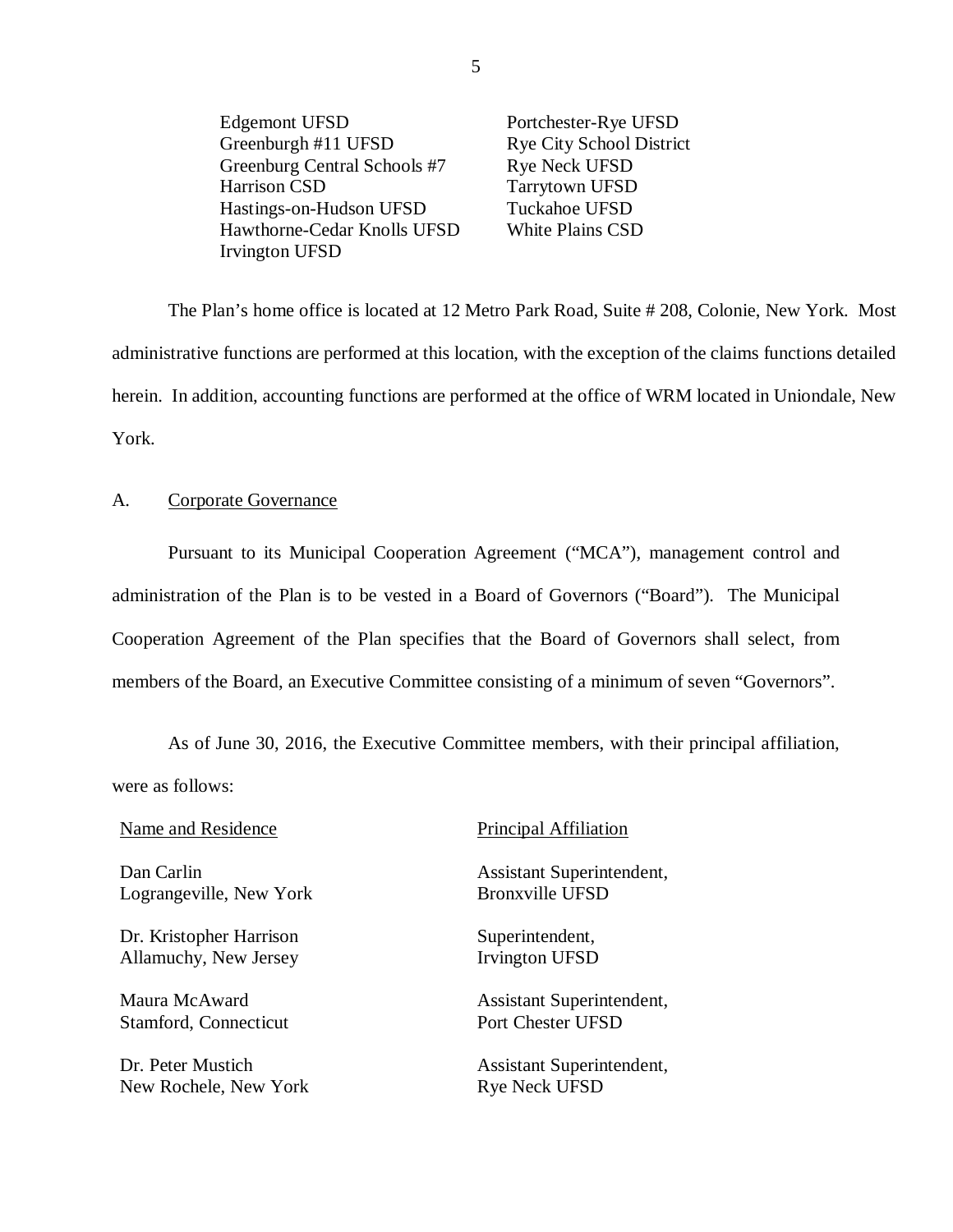| | |
|---|---|
| Edgemont UFSD | Portchester-Rye UFSD |
| Greenburgh #11 UFSD | Rye City School District |
| Greenburg Central Schools #7 | Rye Neck UFSD |
| Harrison CSD | Tarrytown UFSD |
| Hastings-on-Hudson UFSD | Tuckahoe UFSD |
| Hawthorne-Cedar Knolls UFSD | White Plains CSD |
| Irvington UFSD | |

The Plan's home office is located at 12 Metro Park Road, Suite # 208, Colonie, New York. Most administrative functions are performed at this location, with the exception of the claims functions detailed herein. In addition, accounting functions are performed at the office of WRM located in Uniondale, New York.

## A. Corporate Governance

Pursuant to its Municipal Cooperation Agreement ("MCA"), management control and administration of the Plan is to be vested in a Board of Governors ("Board"). The Municipal Cooperation Agreement of the Plan specifies that the Board of Governors shall select, from members of the Board, an Executive Committee consisting of a minimum of seven "Governors".

As of June 30, 2016, the Executive Committee members, with their principal affiliation, were as follows:

| Name and Residence | Principal Affiliation |
|---|---|
| Dan Carlin<br>Lograngeville, New York | Assistant Superintendent,<br>Bronxville UFSD |
| Dr. Kristopher Harrison<br>Allamuchy, New Jersey | Superintendent,<br>Irvington UFSD |
| Maura McAward<br>Stamford, Connecticut | Assistant Superintendent,<br>Port Chester UFSD |
| Dr. Peter Mustich<br>New Rochele, New York | Assistant Superintendent,<br>Rye Neck UFSD |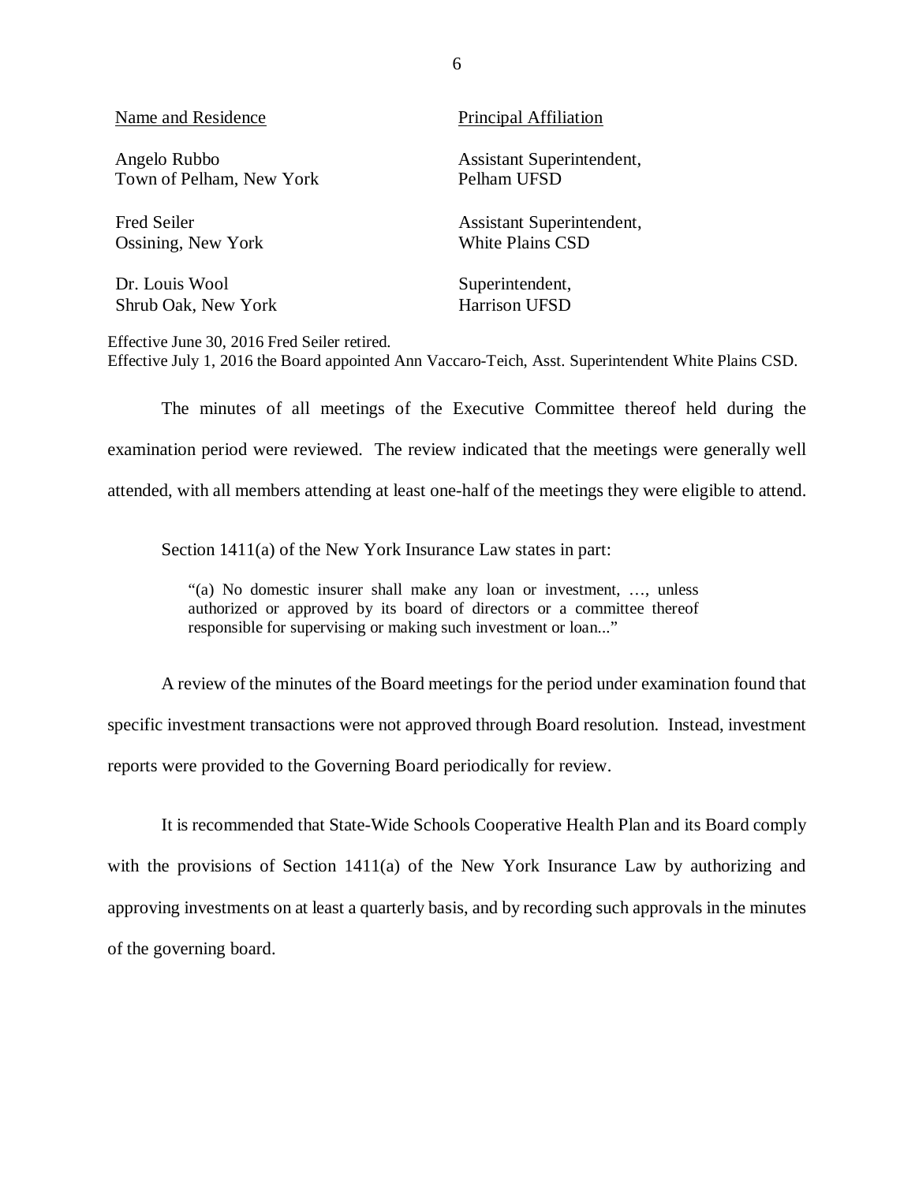| Name and Residence | Principal Affiliation |
| --- | --- |
| Angelo Rubbo<br>Town of Pelham, New York | Assistant Superintendent,<br>Pelham UFSD |
| Fred Seiler<br>Ossining, New York | Assistant Superintendent,<br>White Plains CSD |
| Dr. Louis Wool<br>Shrub Oak, New York | Superintendent,<br>Harrison UFSD |

Effective June 30, 2016 Fred Seiler retired.
Effective July 1, 2016 the Board appointed Ann Vaccaro-Teich, Asst. Superintendent White Plains CSD.

The minutes of all meetings of the Executive Committee thereof held during the examination period were reviewed. The review indicated that the meetings were generally well attended, with all members attending at least one-half of the meetings they were eligible to attend.

Section 1411(a) of the New York Insurance Law states in part:

> "(a) No domestic insurer shall make any loan or investment, …, unless authorized or approved by its board of directors or a committee thereof responsible for supervising or making such investment or loan..."

A review of the minutes of the Board meetings for the period under examination found that specific investment transactions were not approved through Board resolution. Instead, investment reports were provided to the Governing Board periodically for review.

It is recommended that State-Wide Schools Cooperative Health Plan and its Board comply with the provisions of Section 1411(a) of the New York Insurance Law by authorizing and approving investments on at least a quarterly basis, and by recording such approvals in the minutes of the governing board.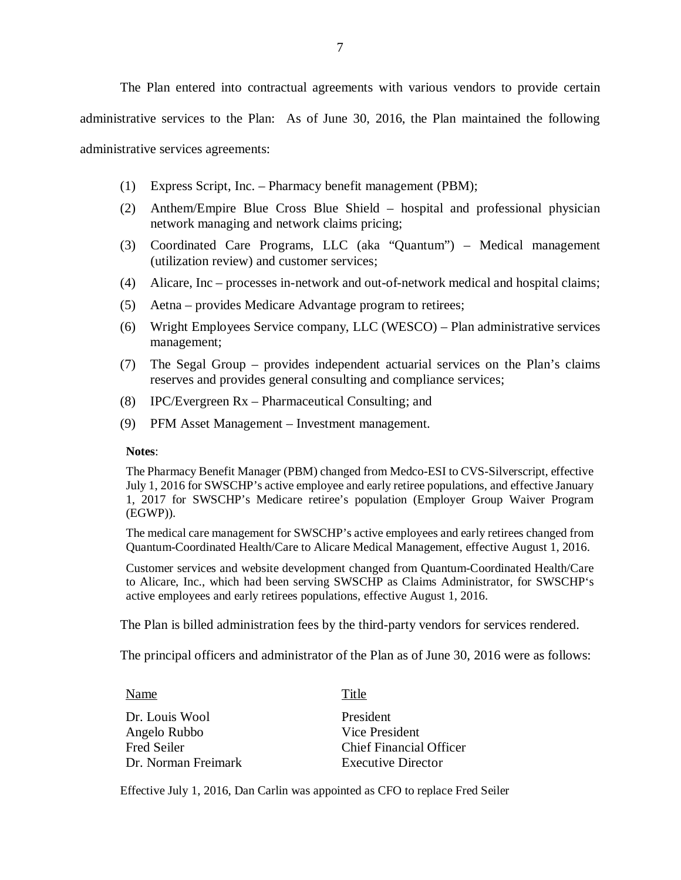The Plan entered into contractual agreements with various vendors to provide certain administrative services to the Plan: As of June 30, 2016, the Plan maintained the following administrative services agreements:

(1) Express Script, Inc. – Pharmacy benefit management (PBM);

(2) Anthem/Empire Blue Cross Blue Shield – hospital and professional physician network managing and network claims pricing;

(3) Coordinated Care Programs, LLC (aka "Quantum") – Medical management (utilization review) and customer services;

(4) Alicare, Inc – processes in-network and out-of-network medical and hospital claims;

(5) Aetna – provides Medicare Advantage program to retirees;

(6) Wright Employees Service company, LLC (WESCO) – Plan administrative services management;

(7) The Segal Group – provides independent actuarial services on the Plan's claims reserves and provides general consulting and compliance services;

(8) IPC/Evergreen Rx – Pharmaceutical Consulting; and

(9) PFM Asset Management – Investment management.

**Notes**:

The Pharmacy Benefit Manager (PBM) changed from Medco-ESI to CVS-Silverscript, effective July 1, 2016 for SWSCHP's active employee and early retiree populations, and effective January 1, 2017 for SWSCHP's Medicare retiree's population (Employer Group Waiver Program (EGWP)).

The medical care management for SWSCHP's active employees and early retirees changed from Quantum-Coordinated Health/Care to Alicare Medical Management, effective August 1, 2016.

Customer services and website development changed from Quantum-Coordinated Health/Care to Alicare, Inc., which had been serving SWSCHP as Claims Administrator, for SWSCHP's active employees and early retirees populations, effective August 1, 2016.

The Plan is billed administration fees by the third-party vendors for services rendered.

The principal officers and administrator of the Plan as of June 30, 2016 were as follows:

| Name | Title |
|---|---|
| Dr. Louis Wool | President |
| Angelo Rubbo | Vice President |
| Fred Seiler | Chief Financial Officer |
| Dr. Norman Freimark | Executive Director |

Effective July 1, 2016, Dan Carlin was appointed as CFO to replace Fred Seiler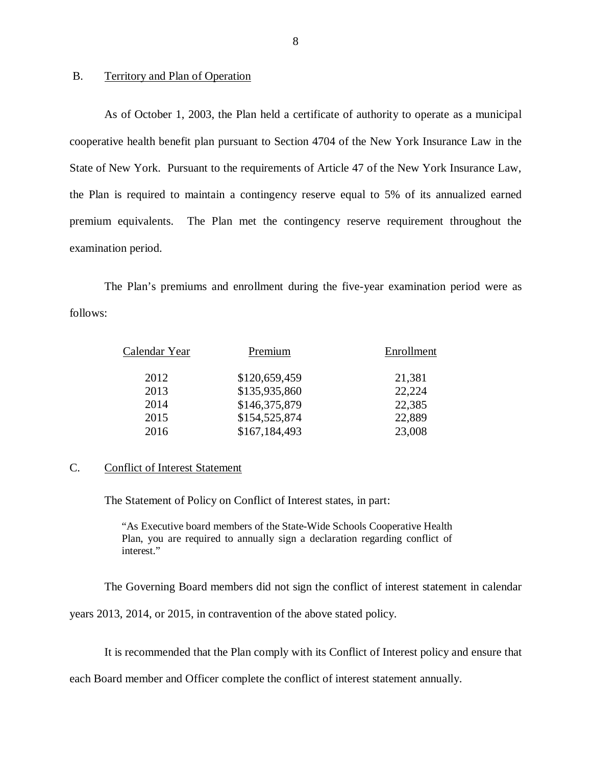## B. Territory and Plan of Operation

As of October 1, 2003, the Plan held a certificate of authority to operate as a municipal cooperative health benefit plan pursuant to Section 4704 of the New York Insurance Law in the State of New York. Pursuant to the requirements of Article 47 of the New York Insurance Law, the Plan is required to maintain a contingency reserve equal to 5% of its annualized earned premium equivalents. The Plan met the contingency reserve requirement throughout the examination period.

The Plan's premiums and enrollment during the five-year examination period were as follows:

| Calendar Year | Premium | Enrollment |
|---|---|---|
| 2012 | $120,659,459 | 21,381 |
| 2013 | $135,935,860 | 22,224 |
| 2014 | $146,375,879 | 22,385 |
| 2015 | $154,525,874 | 22,889 |
| 2016 | $167,184,493 | 23,008 |

## C. Conflict of Interest Statement

The Statement of Policy on Conflict of Interest states, in part:

> "As Executive board members of the State-Wide Schools Cooperative Health Plan, you are required to annually sign a declaration regarding conflict of interest."

The Governing Board members did not sign the conflict of interest statement in calendar years 2013, 2014, or 2015, in contravention of the above stated policy.

It is recommended that the Plan comply with its Conflict of Interest policy and ensure that each Board member and Officer complete the conflict of interest statement annually.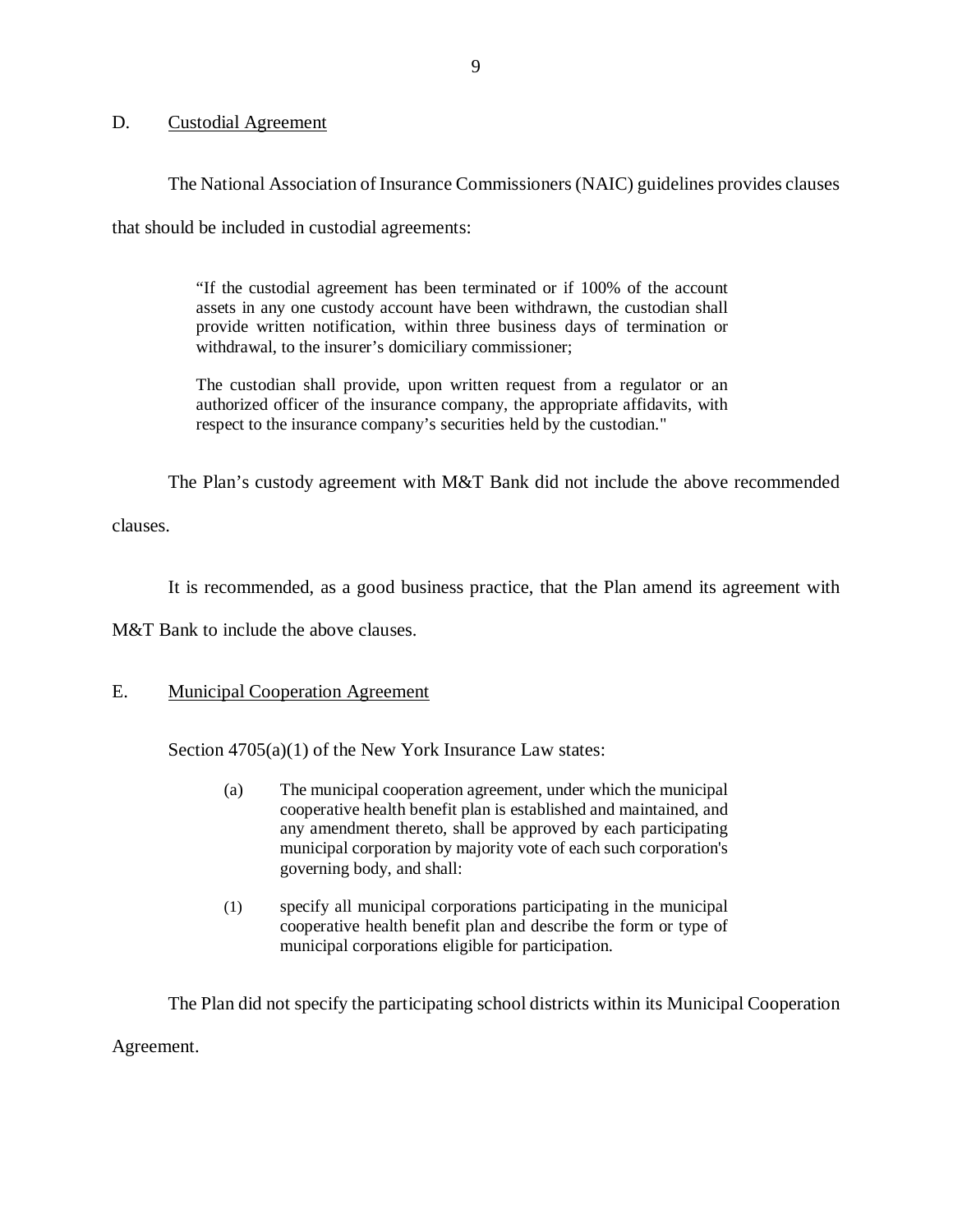## D. Custodial Agreement

The National Association of Insurance Commissioners (NAIC) guidelines provides clauses that should be included in custodial agreements:

> "If the custodial agreement has been terminated or if 100% of the account assets in any one custody account have been withdrawn, the custodian shall provide written notification, within three business days of termination or withdrawal, to the insurer's domiciliary commissioner;
>
> The custodian shall provide, upon written request from a regulator or an authorized officer of the insurance company, the appropriate affidavits, with respect to the insurance company's securities held by the custodian."

The Plan's custody agreement with M&T Bank did not include the above recommended clauses.

It is recommended, as a good business practice, that the Plan amend its agreement with M&T Bank to include the above clauses.

## E. Municipal Cooperation Agreement

Section 4705(a)(1) of the New York Insurance Law states:

> (a) The municipal cooperation agreement, under which the municipal cooperative health benefit plan is established and maintained, and any amendment thereto, shall be approved by each participating municipal corporation by majority vote of each such corporation's governing body, and shall:
>
> (1) specify all municipal corporations participating in the municipal cooperative health benefit plan and describe the form or type of municipal corporations eligible for participation.

The Plan did not specify the participating school districts within its Municipal Cooperation Agreement.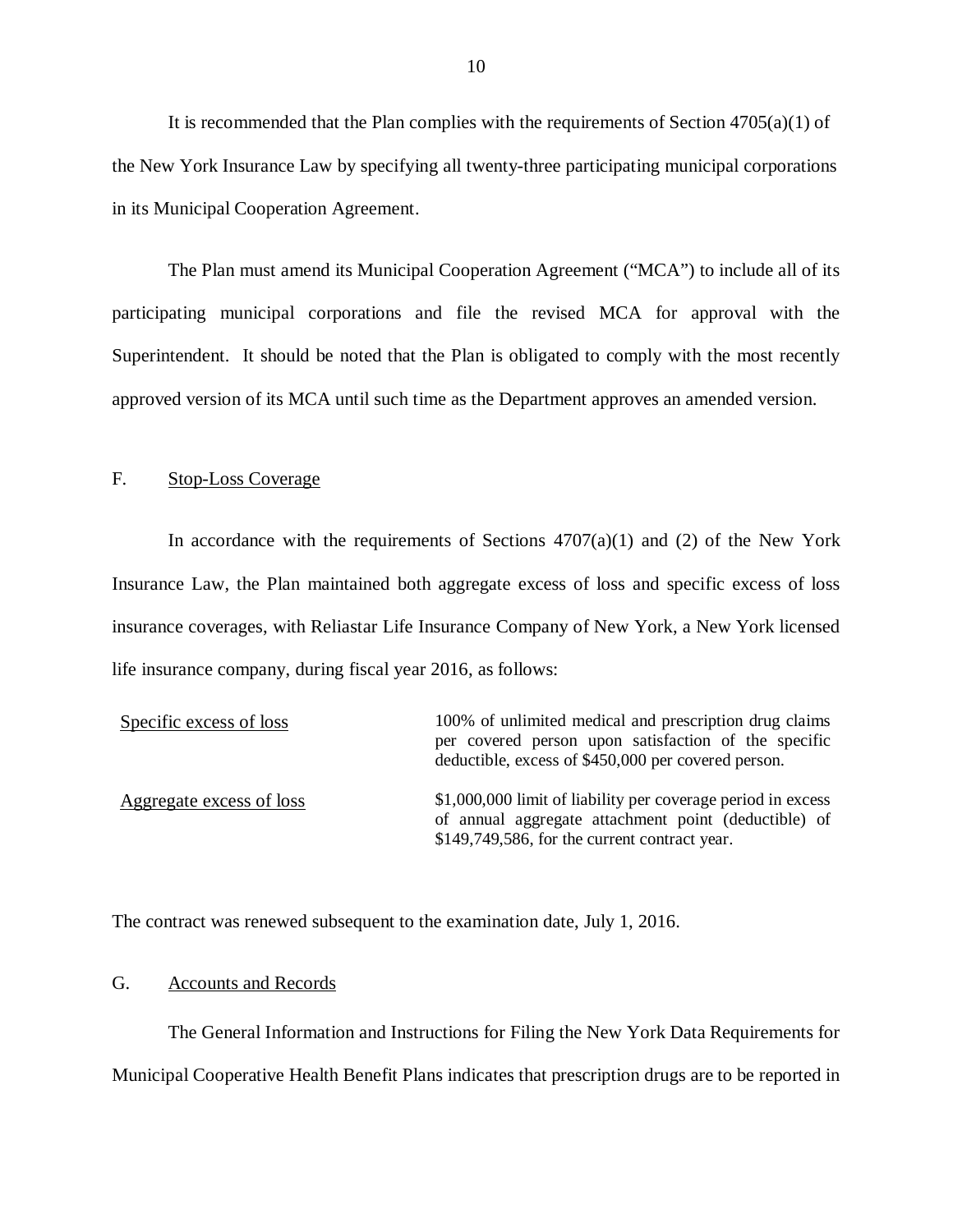It is recommended that the Plan complies with the requirements of Section 4705(a)(1) of the New York Insurance Law by specifying all twenty-three participating municipal corporations in its Municipal Cooperation Agreement.

The Plan must amend its Municipal Cooperation Agreement ("MCA") to include all of its participating municipal corporations and file the revised MCA for approval with the Superintendent. It should be noted that the Plan is obligated to comply with the most recently approved version of its MCA until such time as the Department approves an amended version.

## F. Stop-Loss Coverage

In accordance with the requirements of Sections 4707(a)(1) and (2) of the New York Insurance Law, the Plan maintained both aggregate excess of loss and specific excess of loss insurance coverages, with Reliastar Life Insurance Company of New York, a New York licensed life insurance company, during fiscal year 2016, as follows:

| | |
|---|---|
| Specific excess of loss | 100% of unlimited medical and prescription drug claims per covered person upon satisfaction of the specific deductible, excess of $450,000 per covered person. |
| Aggregate excess of loss | $1,000,000 limit of liability per coverage period in excess of annual aggregate attachment point (deductible) of $149,749,586, for the current contract year. |

The contract was renewed subsequent to the examination date, July 1, 2016.

## G. Accounts and Records

The General Information and Instructions for Filing the New York Data Requirements for Municipal Cooperative Health Benefit Plans indicates that prescription drugs are to be reported in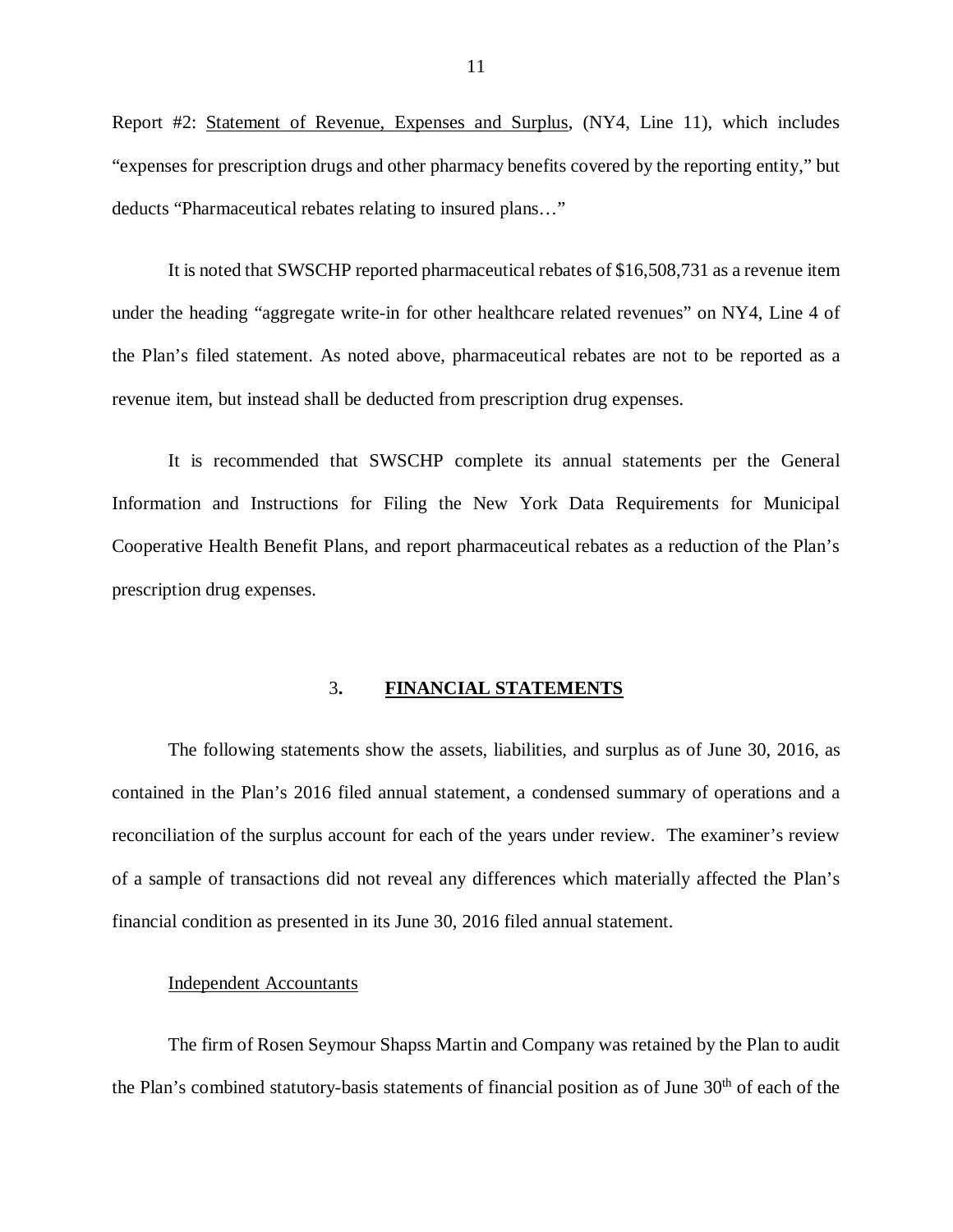Report #2: Statement of Revenue, Expenses and Surplus, (NY4, Line 11), which includes "expenses for prescription drugs and other pharmacy benefits covered by the reporting entity," but deducts "Pharmaceutical rebates relating to insured plans…"

It is noted that SWSCHP reported pharmaceutical rebates of $16,508,731 as a revenue item under the heading "aggregate write-in for other healthcare related revenues" on NY4, Line 4 of the Plan's filed statement. As noted above, pharmaceutical rebates are not to be reported as a revenue item, but instead shall be deducted from prescription drug expenses.

It is recommended that SWSCHP complete its annual statements per the General Information and Instructions for Filing the New York Data Requirements for Municipal Cooperative Health Benefit Plans, and report pharmaceutical rebates as a reduction of the Plan's prescription drug expenses.

## 3. **FINANCIAL STATEMENTS**

The following statements show the assets, liabilities, and surplus as of June 30, 2016, as contained in the Plan's 2016 filed annual statement, a condensed summary of operations and a reconciliation of the surplus account for each of the years under review. The examiner's review of a sample of transactions did not reveal any differences which materially affected the Plan's financial condition as presented in its June 30, 2016 filed annual statement.

Independent Accountants

The firm of Rosen Seymour Shapss Martin and Company was retained by the Plan to audit the Plan's combined statutory-basis statements of financial position as of June 30th of each of the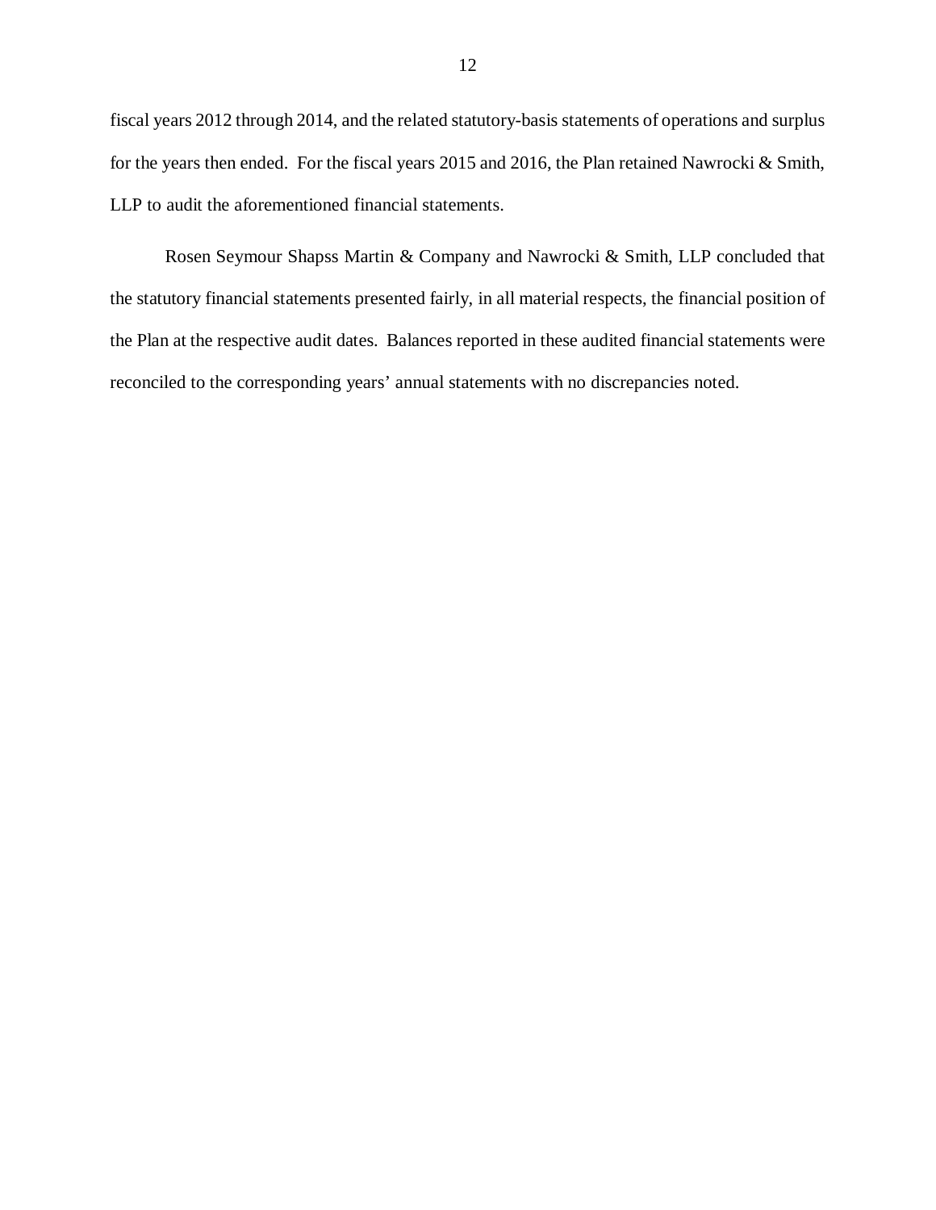fiscal years 2012 through 2014, and the related statutory-basis statements of operations and surplus for the years then ended. For the fiscal years 2015 and 2016, the Plan retained Nawrocki & Smith, LLP to audit the aforementioned financial statements.

Rosen Seymour Shapss Martin & Company and Nawrocki & Smith, LLP concluded that the statutory financial statements presented fairly, in all material respects, the financial position of the Plan at the respective audit dates. Balances reported in these audited financial statements were reconciled to the corresponding years' annual statements with no discrepancies noted.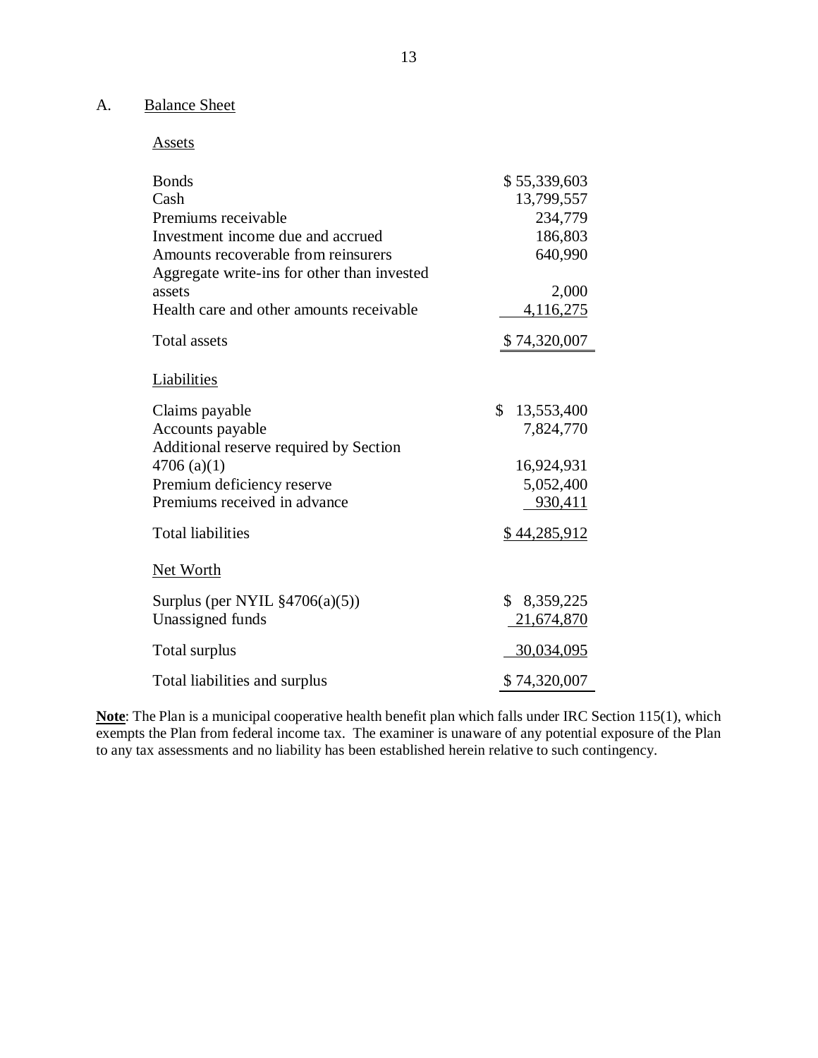## A. Balance Sheet

**Assets**

| | |
|---|---|
| Bonds | $ 55,339,603 |
| Cash | 13,799,557 |
| Premiums receivable | 234,779 |
| Investment income due and accrued | 186,803 |
| Amounts recoverable from reinsurers | 640,990 |
| Aggregate write-ins for other than invested assets | 2,000 |
| Health care and other amounts receivable | 4,116,275 |
| Total assets | $ 74,320,007 |

**Liabilities**

| | |
|---|---|
| Claims payable | $ 13,553,400 |
| Accounts payable | 7,824,770 |
| Additional reserve required by Section 4706 (a)(1) | 16,924,931 |
| Premium deficiency reserve | 5,052,400 |
| Premiums received in advance | 930,411 |
| Total liabilities | $ 44,285,912 |

**Net Worth**

| | |
|---|---|
| Surplus (per NYIL §4706(a)(5)) | $ 8,359,225 |
| Unassigned funds | 21,674,870 |
| Total surplus | 30,034,095 |
| Total liabilities and surplus | $ 74,320,007 |

**Note**: The Plan is a municipal cooperative health benefit plan which falls under IRC Section 115(1), which exempts the Plan from federal income tax. The examiner is unaware of any potential exposure of the Plan to any tax assessments and no liability has been established herein relative to such contingency.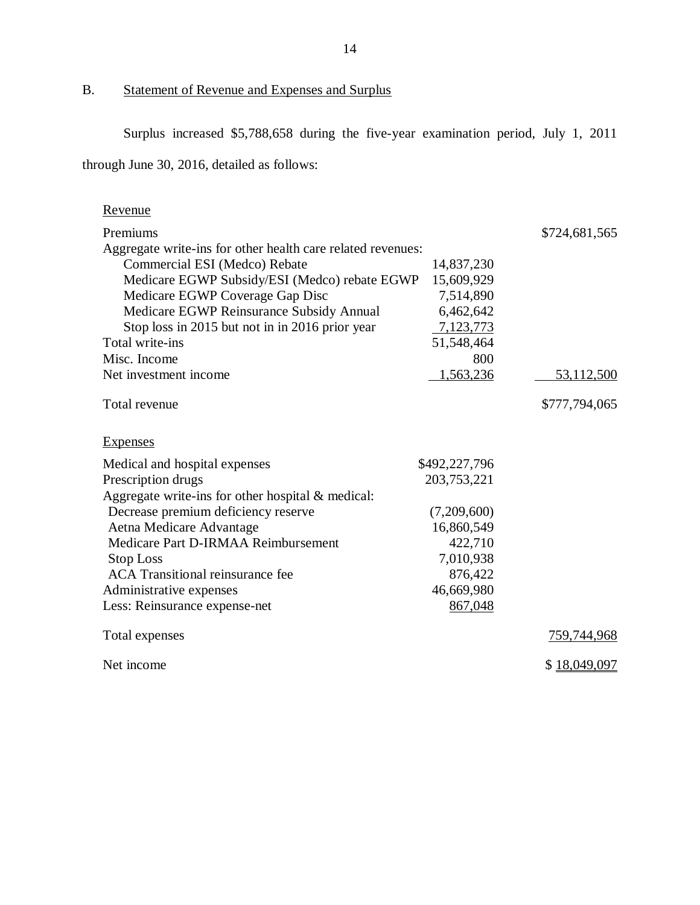## B. Statement of Revenue and Expenses and Surplus

Surplus increased $5,788,658 during the five-year examination period, July 1, 2011 through June 30, 2016, detailed as follows:

| | | |
|---|---|---|
| Revenue | | |
| Premiums | | $724,681,565 |
| Aggregate write-ins for other health care related revenues: | | |
| Commercial ESI (Medco) Rebate | 14,837,230 | |
| Medicare EGWP Subsidy/ESI (Medco) rebate EGWP | 15,609,929 | |
| Medicare EGWP Coverage Gap Disc | 7,514,890 | |
| Medicare EGWP Reinsurance Subsidy Annual | 6,462,642 | |
| Stop loss in 2015 but not in in 2016 prior year | 7,123,773 | |
| Total write-ins | 51,548,464 | |
| Misc. Income | 800 | |
| Net investment income | 1,563,236 | 53,112,500 |
| Total revenue | | $777,794,065 |
| Expenses | | |
| Medical and hospital expenses | $492,227,796 | |
| Prescription drugs | 203,753,221 | |
| Aggregate write-ins for other hospital & medical: | | |
| Decrease premium deficiency reserve | (7,209,600) | |
| Aetna Medicare Advantage | 16,860,549 | |
| Medicare Part D-IRMAA Reimbursement | 422,710 | |
| Stop Loss | 7,010,938 | |
| ACA Transitional reinsurance fee | 876,422 | |
| Administrative expenses | 46,669,980 | |
| Less: Reinsurance expense-net | 867,048 | |
| Total expenses | | 759,744,968 |
| Net income | | $ 18,049,097 |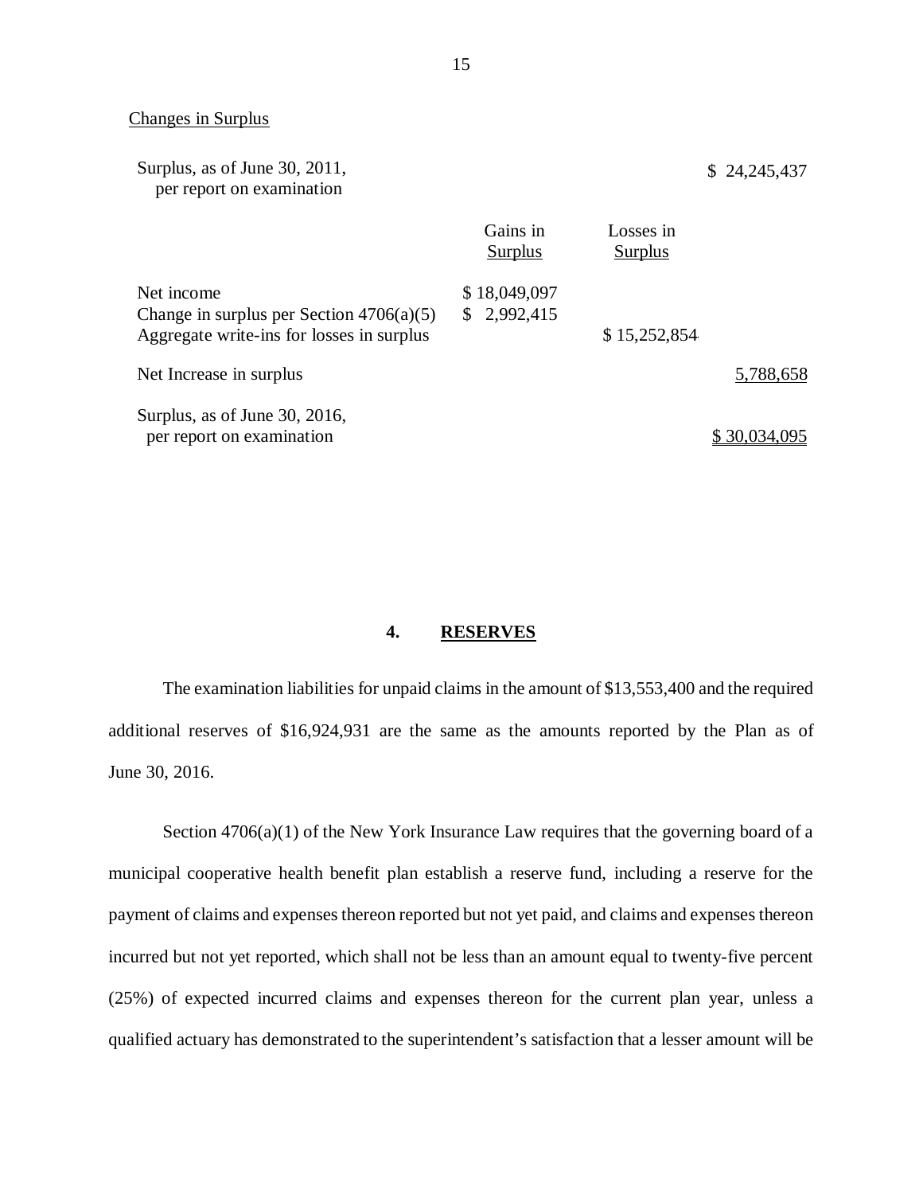Changes in Surplus

| | Gains in Surplus | Losses in Surplus | |
|---|---|---|---|
| Surplus, as of June 30, 2011, per report on examination | | | $ 24,245,437 |
| Net income | $ 18,049,097 | | |
| Change in surplus per Section 4706(a)(5) | $ 2,992,415 | | |
| Aggregate write-ins for losses in surplus | | $ 15,252,854 | |
| Net Increase in surplus | | | 5,788,658 |
| Surplus, as of June 30, 2016, per report on examination | | | $ 30,034,095 |

## 4. RESERVES

The examination liabilities for unpaid claims in the amount of $13,553,400 and the required additional reserves of $16,924,931 are the same as the amounts reported by the Plan as of June 30, 2016.

Section 4706(a)(1) of the New York Insurance Law requires that the governing board of a municipal cooperative health benefit plan establish a reserve fund, including a reserve for the payment of claims and expenses thereon reported but not yet paid, and claims and expenses thereon incurred but not yet reported, which shall not be less than an amount equal to twenty-five percent (25%) of expected incurred claims and expenses thereon for the current plan year, unless a qualified actuary has demonstrated to the superintendent's satisfaction that a lesser amount will be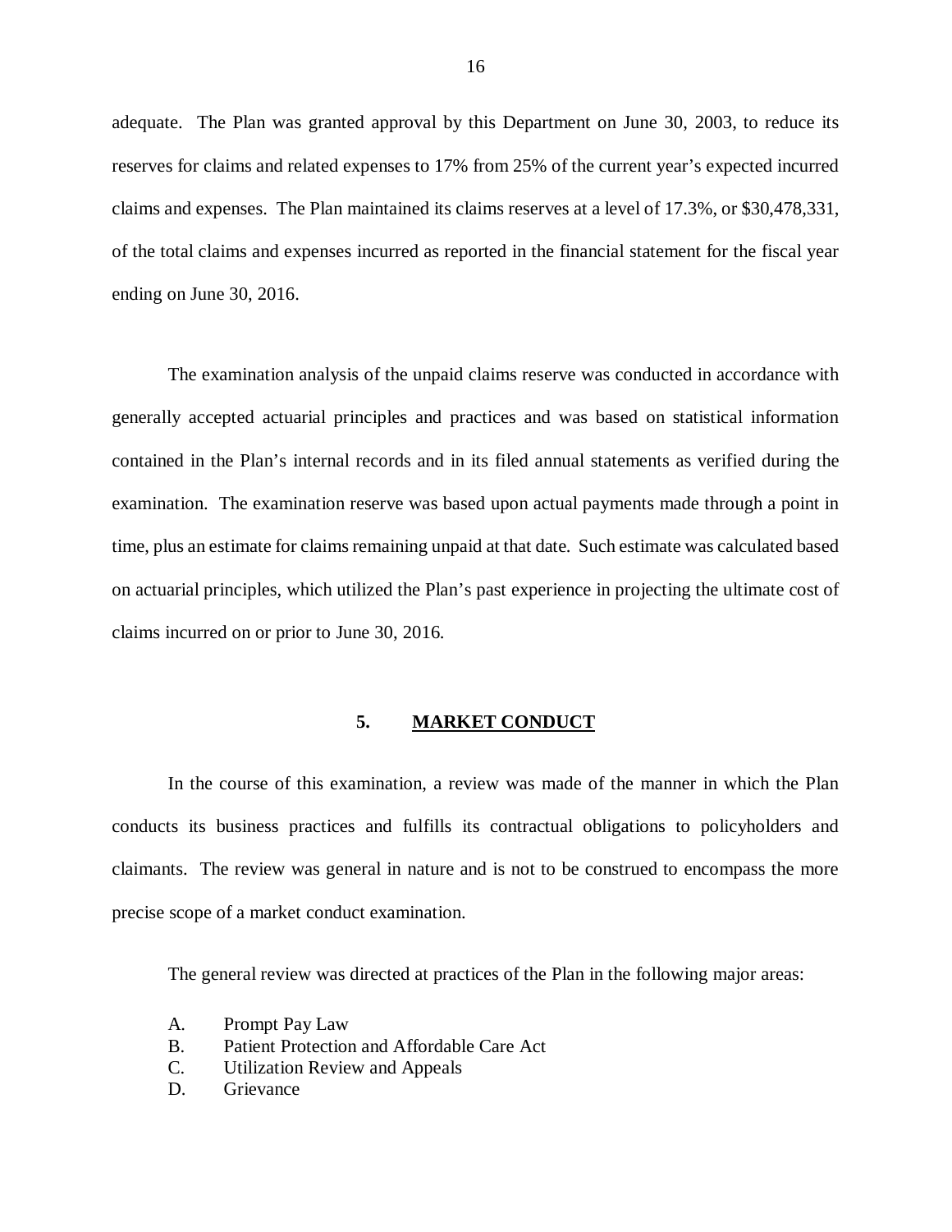adequate. The Plan was granted approval by this Department on June 30, 2003, to reduce its reserves for claims and related expenses to 17% from 25% of the current year's expected incurred claims and expenses. The Plan maintained its claims reserves at a level of 17.3%, or $30,478,331, of the total claims and expenses incurred as reported in the financial statement for the fiscal year ending on June 30, 2016.

The examination analysis of the unpaid claims reserve was conducted in accordance with generally accepted actuarial principles and practices and was based on statistical information contained in the Plan's internal records and in its filed annual statements as verified during the examination. The examination reserve was based upon actual payments made through a point in time, plus an estimate for claims remaining unpaid at that date. Such estimate was calculated based on actuarial principles, which utilized the Plan's past experience in projecting the ultimate cost of claims incurred on or prior to June 30, 2016.

## 5. MARKET CONDUCT

In the course of this examination, a review was made of the manner in which the Plan conducts its business practices and fulfills its contractual obligations to policyholders and claimants. The review was general in nature and is not to be construed to encompass the more precise scope of a market conduct examination.

The general review was directed at practices of the Plan in the following major areas:

A. Prompt Pay Law
B. Patient Protection and Affordable Care Act
C. Utilization Review and Appeals
D. Grievance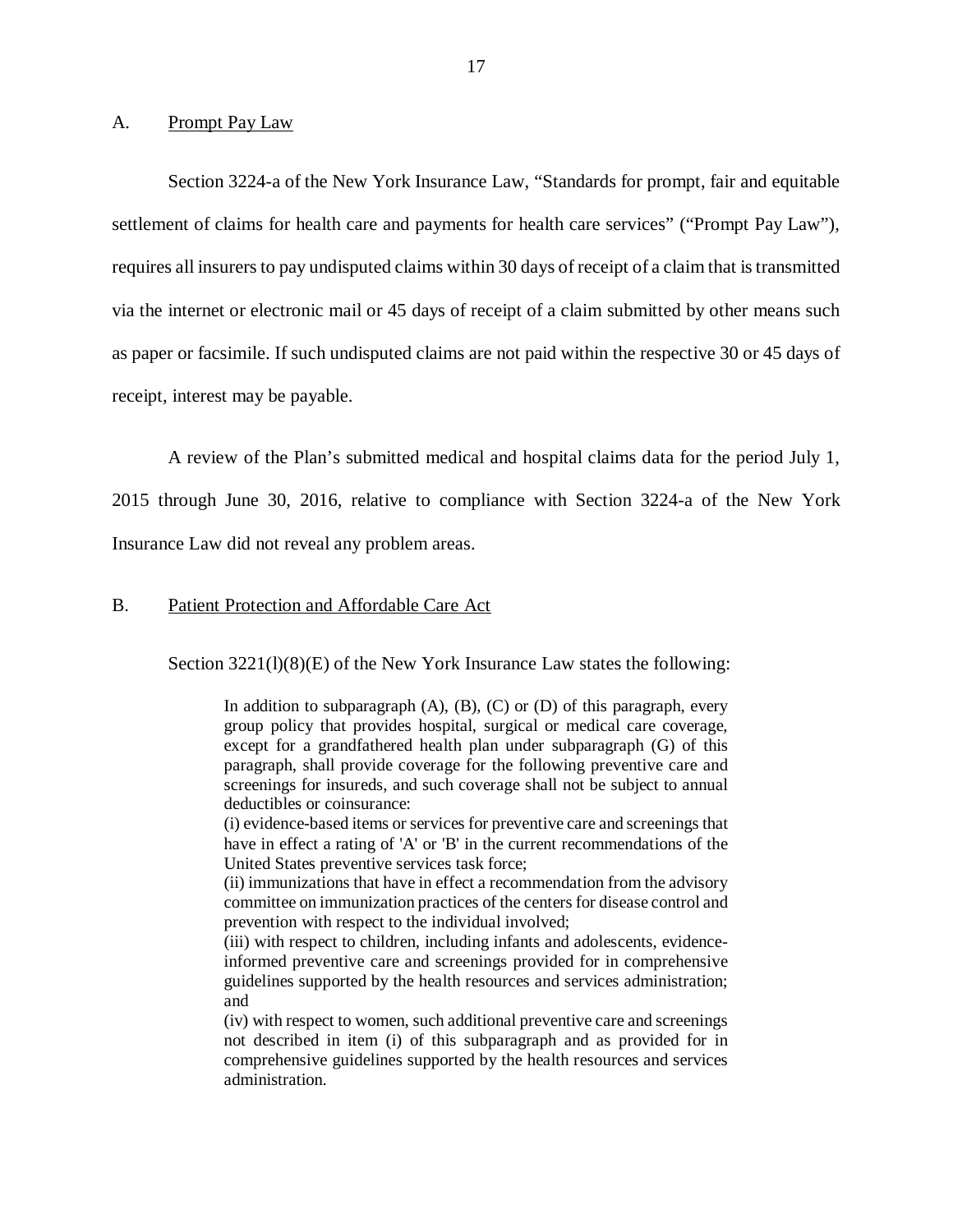## A. Prompt Pay Law

Section 3224-a of the New York Insurance Law, "Standards for prompt, fair and equitable settlement of claims for health care and payments for health care services" ("Prompt Pay Law"), requires all insurers to pay undisputed claims within 30 days of receipt of a claim that is transmitted via the internet or electronic mail or 45 days of receipt of a claim submitted by other means such as paper or facsimile. If such undisputed claims are not paid within the respective 30 or 45 days of receipt, interest may be payable.

A review of the Plan's submitted medical and hospital claims data for the period July 1, 2015 through June 30, 2016, relative to compliance with Section 3224-a of the New York Insurance Law did not reveal any problem areas.

## B. Patient Protection and Affordable Care Act

Section 3221(l)(8)(E) of the New York Insurance Law states the following:

> In addition to subparagraph (A), (B), (C) or (D) of this paragraph, every group policy that provides hospital, surgical or medical care coverage, except for a grandfathered health plan under subparagraph (G) of this paragraph, shall provide coverage for the following preventive care and screenings for insureds, and such coverage shall not be subject to annual deductibles or coinsurance:
>
> (i) evidence-based items or services for preventive care and screenings that have in effect a rating of 'A' or 'B' in the current recommendations of the United States preventive services task force;
>
> (ii) immunizations that have in effect a recommendation from the advisory committee on immunization practices of the centers for disease control and prevention with respect to the individual involved;
>
> (iii) with respect to children, including infants and adolescents, evidence-informed preventive care and screenings provided for in comprehensive guidelines supported by the health resources and services administration; and
>
> (iv) with respect to women, such additional preventive care and screenings not described in item (i) of this subparagraph and as provided for in comprehensive guidelines supported by the health resources and services administration.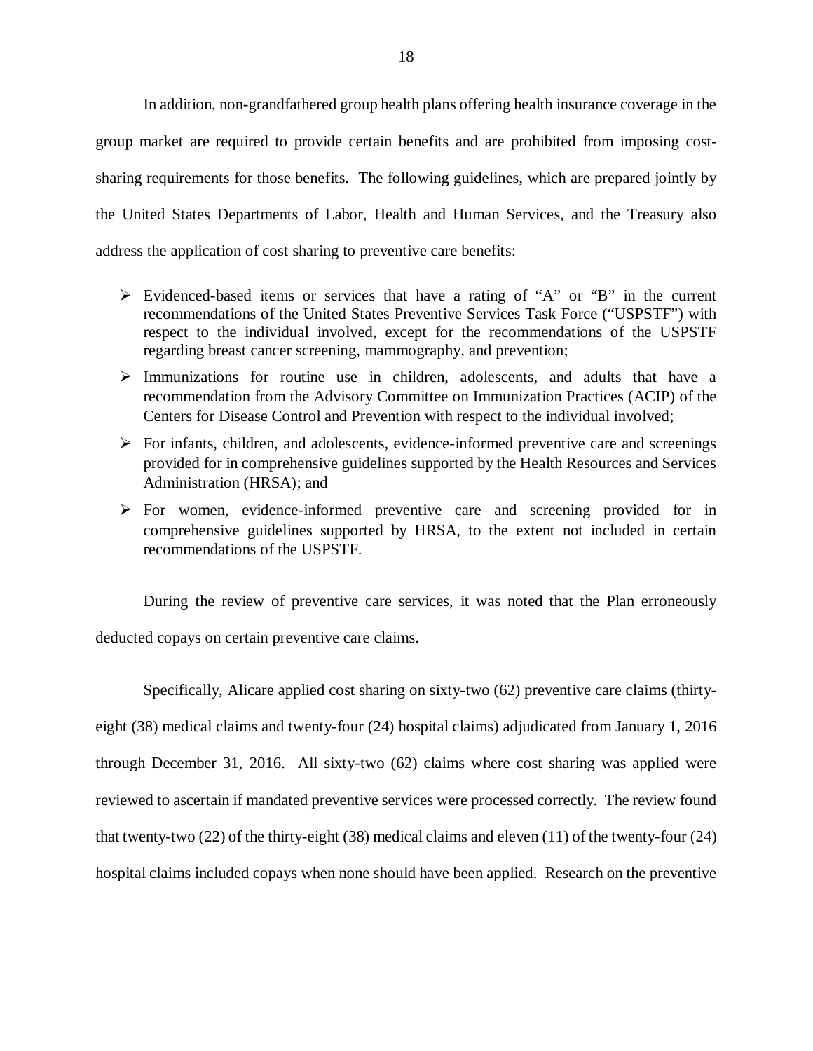In addition, non-grandfathered group health plans offering health insurance coverage in the group market are required to provide certain benefits and are prohibited from imposing cost-sharing requirements for those benefits. The following guidelines, which are prepared jointly by the United States Departments of Labor, Health and Human Services, and the Treasury also address the application of cost sharing to preventive care benefits:

- Evidenced-based items or services that have a rating of "A" or "B" in the current recommendations of the United States Preventive Services Task Force ("USPSTF") with respect to the individual involved, except for the recommendations of the USPSTF regarding breast cancer screening, mammography, and prevention;
- Immunizations for routine use in children, adolescents, and adults that have a recommendation from the Advisory Committee on Immunization Practices (ACIP) of the Centers for Disease Control and Prevention with respect to the individual involved;
- For infants, children, and adolescents, evidence-informed preventive care and screenings provided for in comprehensive guidelines supported by the Health Resources and Services Administration (HRSA); and
- For women, evidence-informed preventive care and screening provided for in comprehensive guidelines supported by HRSA, to the extent not included in certain recommendations of the USPSTF.

During the review of preventive care services, it was noted that the Plan erroneously deducted copays on certain preventive care claims.

Specifically, Alicare applied cost sharing on sixty-two (62) preventive care claims (thirty-eight (38) medical claims and twenty-four (24) hospital claims) adjudicated from January 1, 2016 through December 31, 2016. All sixty-two (62) claims where cost sharing was applied were reviewed to ascertain if mandated preventive services were processed correctly. The review found that twenty-two (22) of the thirty-eight (38) medical claims and eleven (11) of the twenty-four (24) hospital claims included copays when none should have been applied. Research on the preventive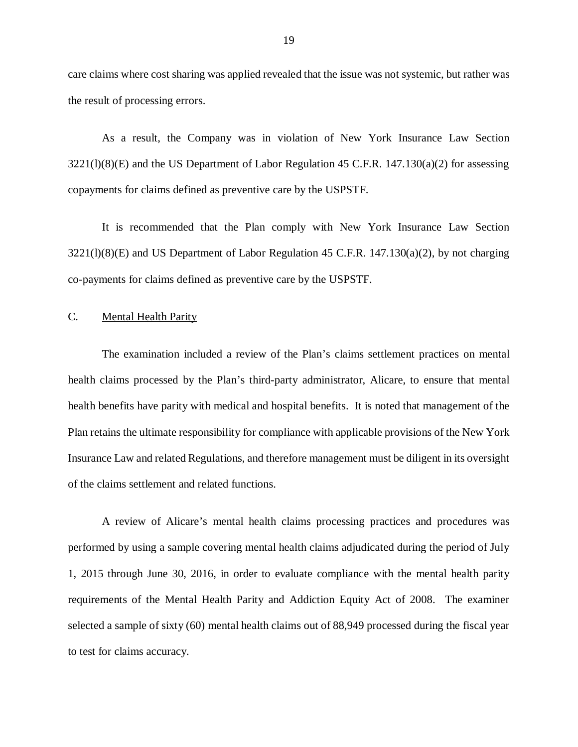care claims where cost sharing was applied revealed that the issue was not systemic, but rather was the result of processing errors.

As a result, the Company was in violation of New York Insurance Law Section 3221(l)(8)(E) and the US Department of Labor Regulation 45 C.F.R. 147.130(a)(2) for assessing copayments for claims defined as preventive care by the USPSTF.

It is recommended that the Plan comply with New York Insurance Law Section 3221(l)(8)(E) and US Department of Labor Regulation 45 C.F.R. 147.130(a)(2), by not charging co-payments for claims defined as preventive care by the USPSTF.

C. Mental Health Parity

The examination included a review of the Plan's claims settlement practices on mental health claims processed by the Plan's third-party administrator, Alicare, to ensure that mental health benefits have parity with medical and hospital benefits. It is noted that management of the Plan retains the ultimate responsibility for compliance with applicable provisions of the New York Insurance Law and related Regulations, and therefore management must be diligent in its oversight of the claims settlement and related functions.

A review of Alicare's mental health claims processing practices and procedures was performed by using a sample covering mental health claims adjudicated during the period of July 1, 2015 through June 30, 2016, in order to evaluate compliance with the mental health parity requirements of the Mental Health Parity and Addiction Equity Act of 2008. The examiner selected a sample of sixty (60) mental health claims out of 88,949 processed during the fiscal year to test for claims accuracy.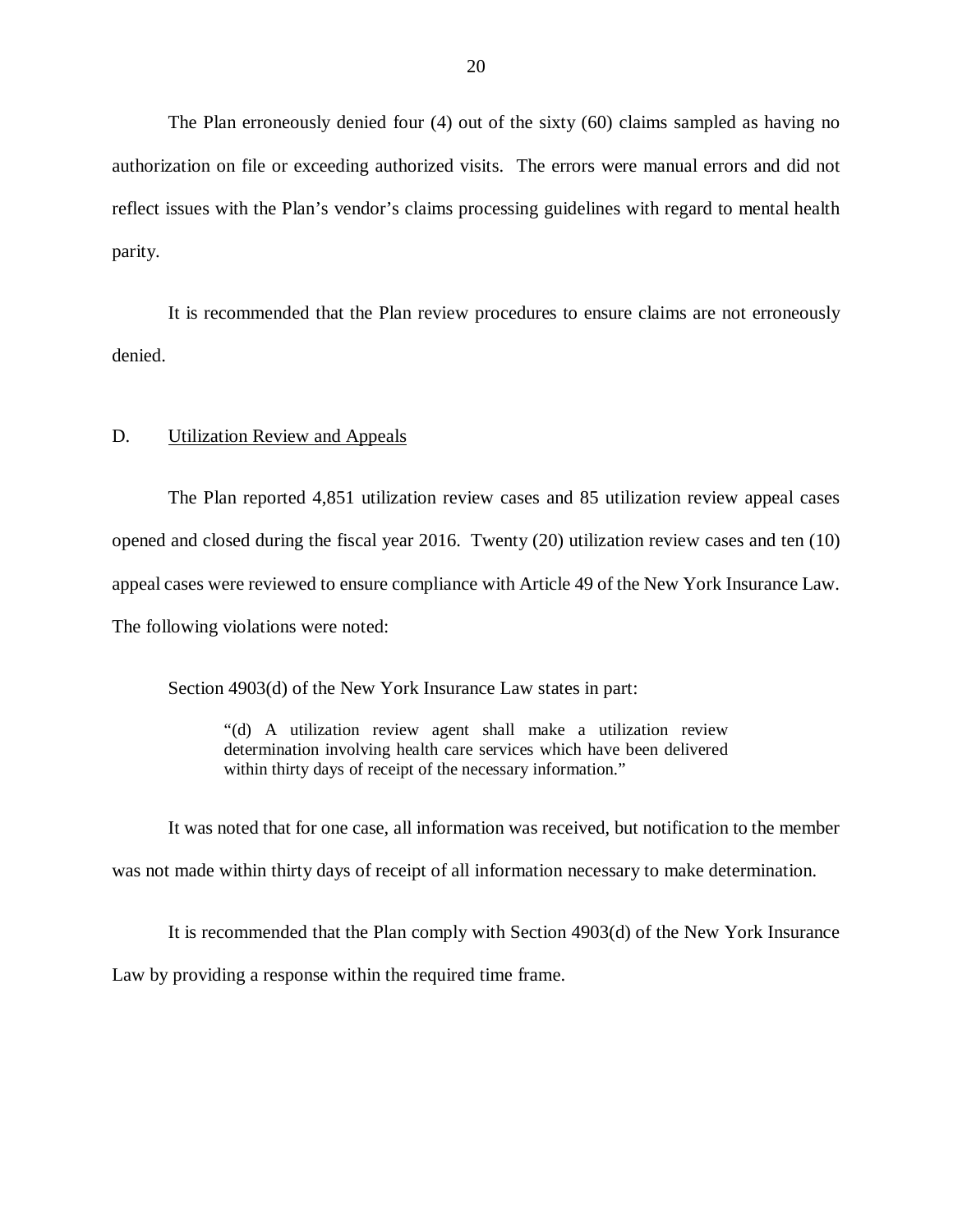The Plan erroneously denied four (4) out of the sixty (60) claims sampled as having no authorization on file or exceeding authorized visits. The errors were manual errors and did not reflect issues with the Plan's vendor's claims processing guidelines with regard to mental health parity.

It is recommended that the Plan review procedures to ensure claims are not erroneously denied.

## D. Utilization Review and Appeals

The Plan reported 4,851 utilization review cases and 85 utilization review appeal cases opened and closed during the fiscal year 2016. Twenty (20) utilization review cases and ten (10) appeal cases were reviewed to ensure compliance with Article 49 of the New York Insurance Law. The following violations were noted:

Section 4903(d) of the New York Insurance Law states in part:

> "(d) A utilization review agent shall make a utilization review determination involving health care services which have been delivered within thirty days of receipt of the necessary information."

It was noted that for one case, all information was received, but notification to the member was not made within thirty days of receipt of all information necessary to make determination.

It is recommended that the Plan comply with Section 4903(d) of the New York Insurance Law by providing a response within the required time frame.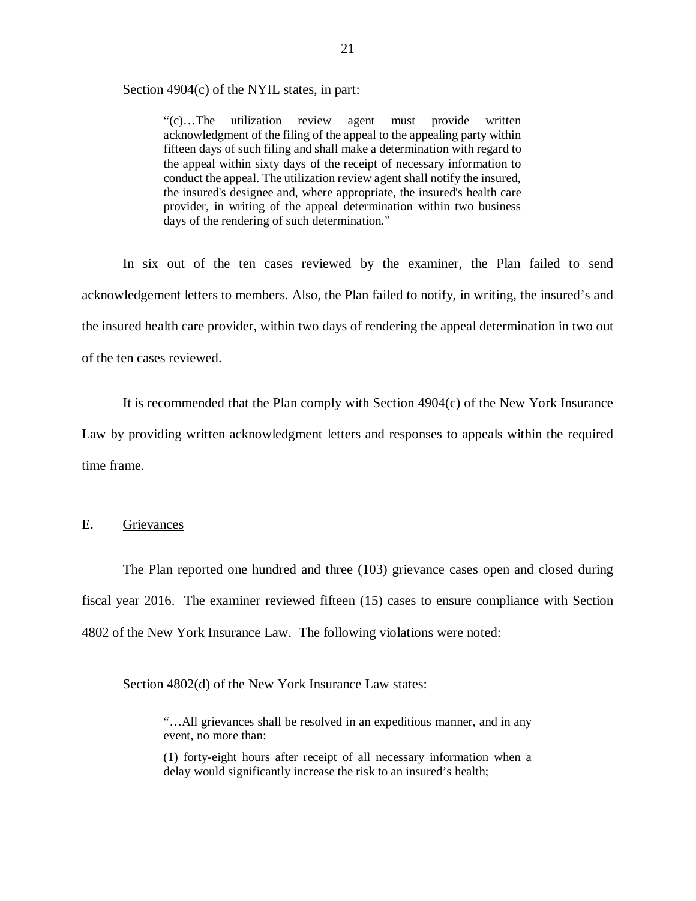Section 4904(c) of the NYIL states, in part:

> "(c)…The utilization review agent must provide written acknowledgment of the filing of the appeal to the appealing party within fifteen days of such filing and shall make a determination with regard to the appeal within sixty days of the receipt of necessary information to conduct the appeal. The utilization review agent shall notify the insured, the insured's designee and, where appropriate, the insured's health care provider, in writing of the appeal determination within two business days of the rendering of such determination."

In six out of the ten cases reviewed by the examiner, the Plan failed to send acknowledgement letters to members. Also, the Plan failed to notify, in writing, the insured's and the insured health care provider, within two days of rendering the appeal determination in two out of the ten cases reviewed.

It is recommended that the Plan comply with Section 4904(c) of the New York Insurance Law by providing written acknowledgment letters and responses to appeals within the required time frame.

## E. Grievances

The Plan reported one hundred and three (103) grievance cases open and closed during fiscal year 2016. The examiner reviewed fifteen (15) cases to ensure compliance with Section 4802 of the New York Insurance Law. The following violations were noted:

Section 4802(d) of the New York Insurance Law states:

> "…All grievances shall be resolved in an expeditious manner, and in any event, no more than:
>
> (1) forty-eight hours after receipt of all necessary information when a delay would significantly increase the risk to an insured's health;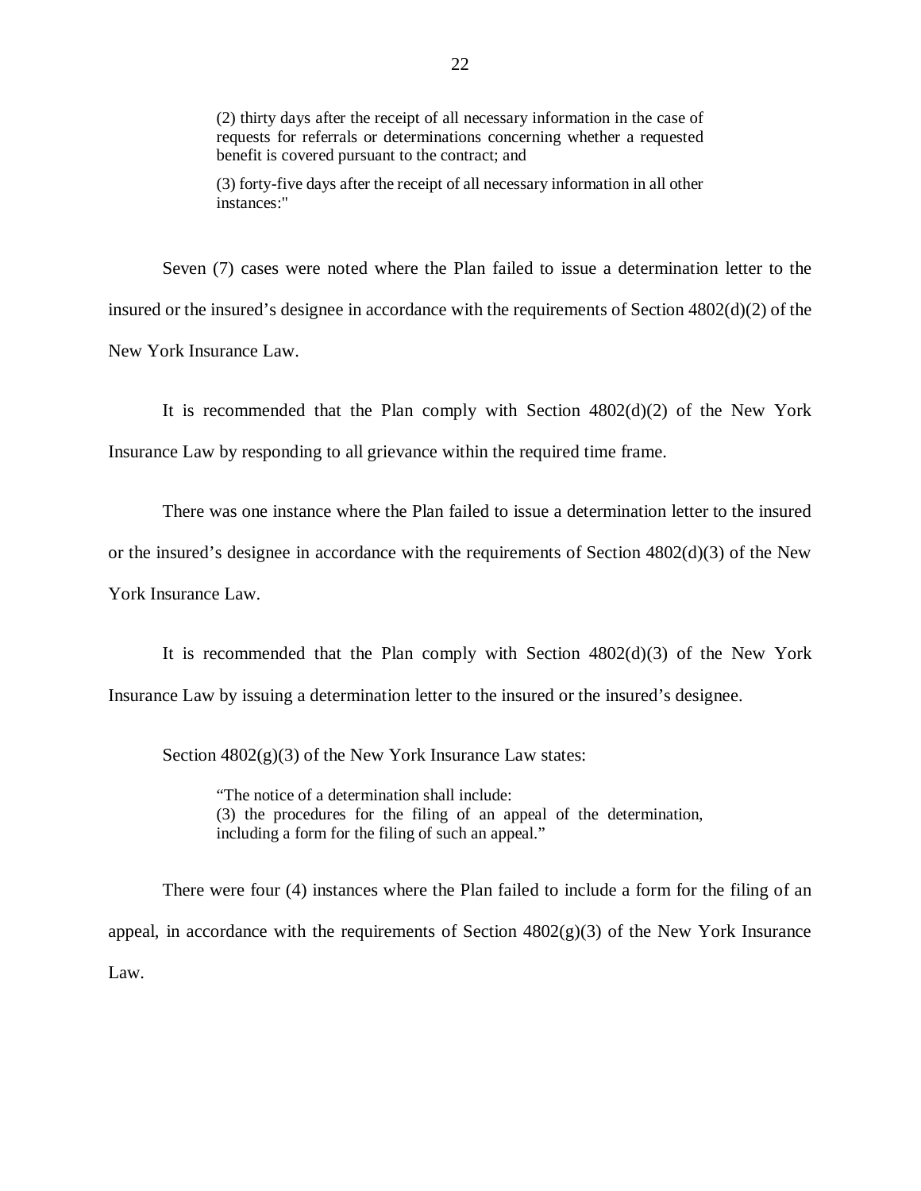> (2) thirty days after the receipt of all necessary information in the case of requests for referrals or determinations concerning whether a requested benefit is covered pursuant to the contract; and
>
> (3) forty-five days after the receipt of all necessary information in all other instances:"

Seven (7) cases were noted where the Plan failed to issue a determination letter to the insured or the insured's designee in accordance with the requirements of Section 4802(d)(2) of the New York Insurance Law.

It is recommended that the Plan comply with Section 4802(d)(2) of the New York Insurance Law by responding to all grievance within the required time frame.

There was one instance where the Plan failed to issue a determination letter to the insured or the insured's designee in accordance with the requirements of Section 4802(d)(3) of the New York Insurance Law.

It is recommended that the Plan comply with Section 4802(d)(3) of the New York Insurance Law by issuing a determination letter to the insured or the insured's designee.

Section 4802(g)(3) of the New York Insurance Law states:

> "The notice of a determination shall include:
> (3) the procedures for the filing of an appeal of the determination, including a form for the filing of such an appeal."

There were four (4) instances where the Plan failed to include a form for the filing of an appeal, in accordance with the requirements of Section 4802(g)(3) of the New York Insurance Law.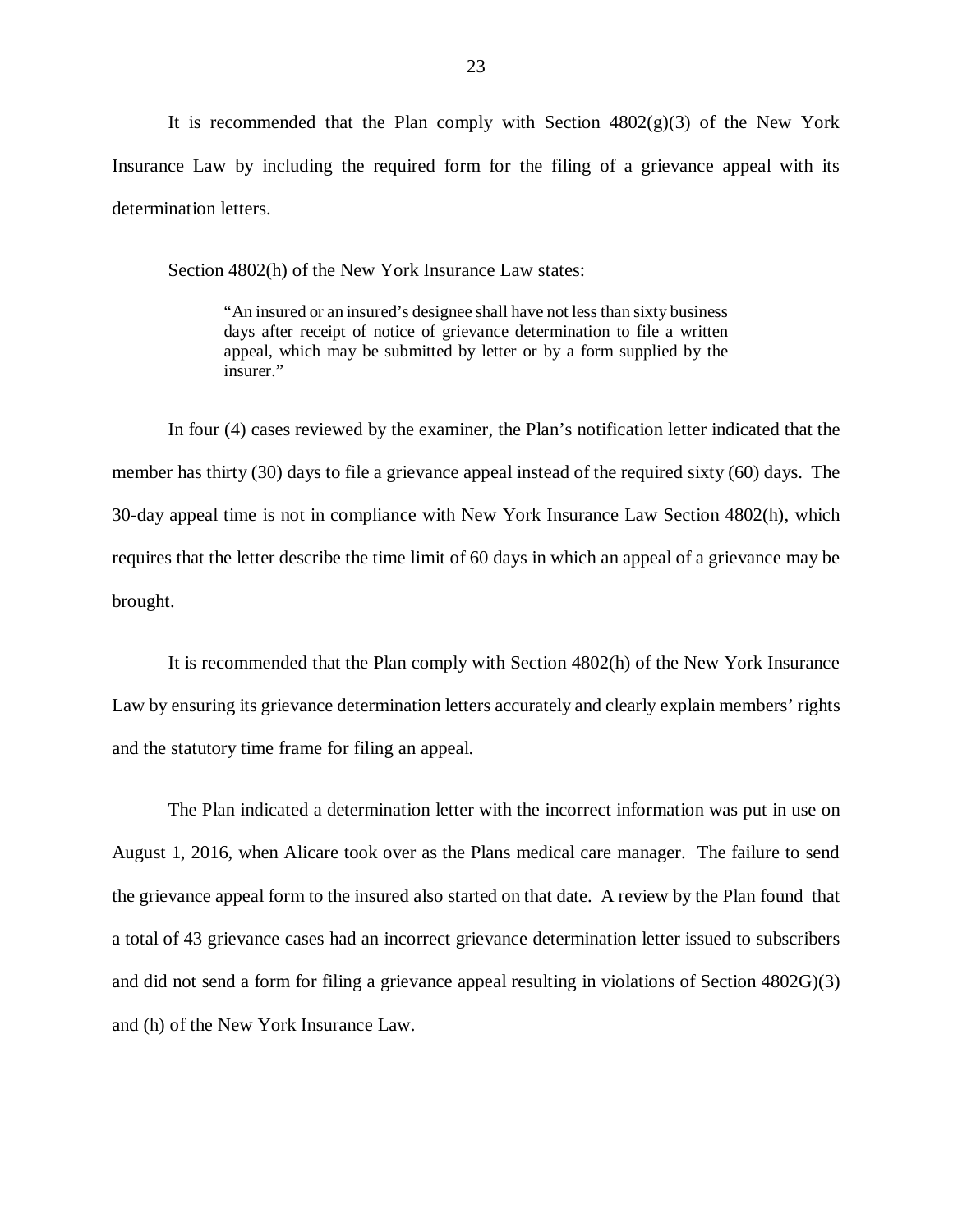It is recommended that the Plan comply with Section 4802(g)(3) of the New York Insurance Law by including the required form for the filing of a grievance appeal with its determination letters.

Section 4802(h) of the New York Insurance Law states:

> "An insured or an insured's designee shall have not less than sixty business days after receipt of notice of grievance determination to file a written appeal, which may be submitted by letter or by a form supplied by the insurer."

In four (4) cases reviewed by the examiner, the Plan's notification letter indicated that the member has thirty (30) days to file a grievance appeal instead of the required sixty (60) days. The 30-day appeal time is not in compliance with New York Insurance Law Section 4802(h), which requires that the letter describe the time limit of 60 days in which an appeal of a grievance may be brought.

It is recommended that the Plan comply with Section 4802(h) of the New York Insurance Law by ensuring its grievance determination letters accurately and clearly explain members' rights and the statutory time frame for filing an appeal.

The Plan indicated a determination letter with the incorrect information was put in use on August 1, 2016, when Alicare took over as the Plans medical care manager. The failure to send the grievance appeal form to the insured also started on that date. A review by the Plan found that a total of 43 grievance cases had an incorrect grievance determination letter issued to subscribers and did not send a form for filing a grievance appeal resulting in violations of Section 4802G)(3) and (h) of the New York Insurance Law.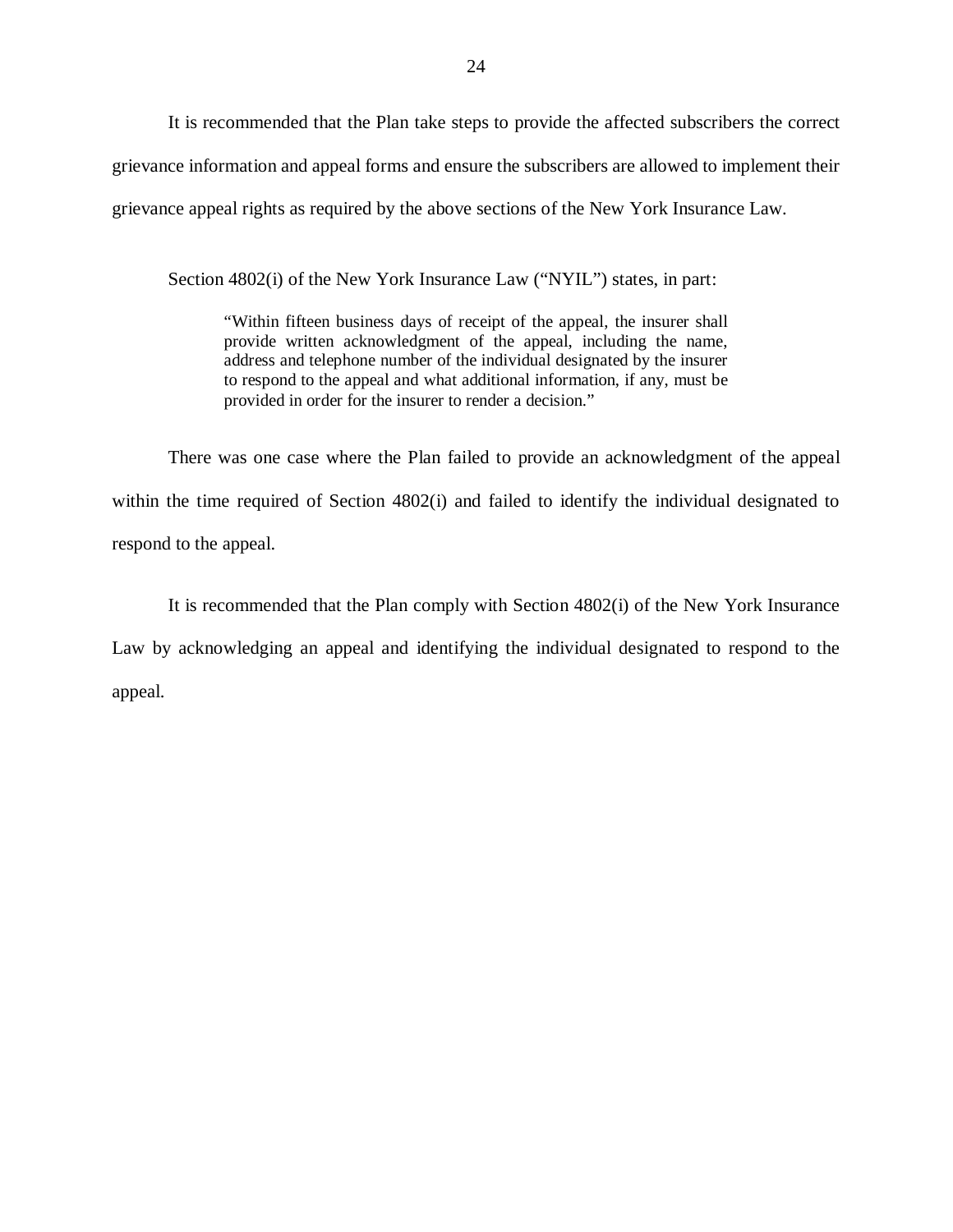It is recommended that the Plan take steps to provide the affected subscribers the correct grievance information and appeal forms and ensure the subscribers are allowed to implement their grievance appeal rights as required by the above sections of the New York Insurance Law.

Section 4802(i) of the New York Insurance Law ("NYIL") states, in part:

> "Within fifteen business days of receipt of the appeal, the insurer shall provide written acknowledgment of the appeal, including the name, address and telephone number of the individual designated by the insurer to respond to the appeal and what additional information, if any, must be provided in order for the insurer to render a decision."

There was one case where the Plan failed to provide an acknowledgment of the appeal within the time required of Section 4802(i) and failed to identify the individual designated to respond to the appeal.

It is recommended that the Plan comply with Section 4802(i) of the New York Insurance Law by acknowledging an appeal and identifying the individual designated to respond to the appeal.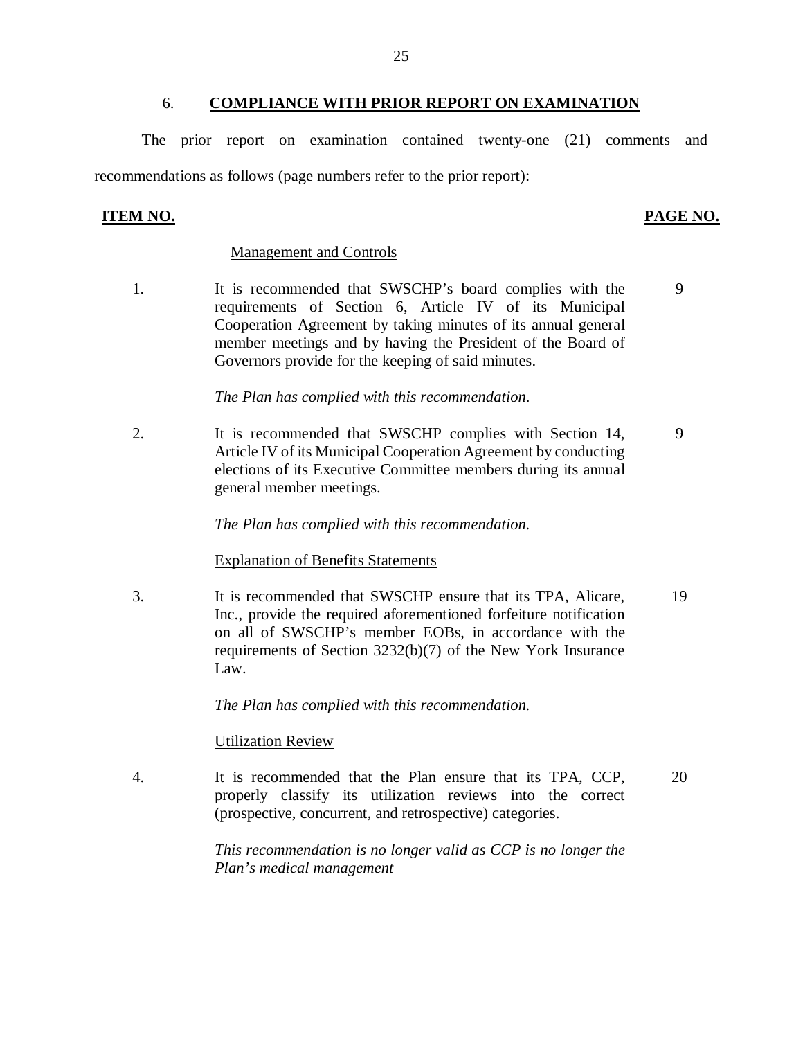## 6. COMPLIANCE WITH PRIOR REPORT ON EXAMINATION

The prior report on examination contained twenty-one (21) comments and recommendations as follows (page numbers refer to the prior report):

| ITEM NO. | | PAGE NO. |
|---|---|---|
| | Management and Controls | |
| 1. | It is recommended that SWSCHP's board complies with the requirements of Section 6, Article IV of its Municipal Cooperation Agreement by taking minutes of its annual general member meetings and by having the President of the Board of Governors provide for the keeping of said minutes.<br><br>*The Plan has complied with this recommendation.* | 9 |
| 2. | It is recommended that SWSCHP complies with Section 14, Article IV of its Municipal Cooperation Agreement by conducting elections of its Executive Committee members during its annual general member meetings.<br><br>*The Plan has complied with this recommendation.* | 9 |
| | Explanation of Benefits Statements | |
| 3. | It is recommended that SWSCHP ensure that its TPA, Alicare, Inc., provide the required aforementioned forfeiture notification on all of SWSCHP's member EOBs, in accordance with the requirements of Section 3232(b)(7) of the New York Insurance Law.<br><br>*The Plan has complied with this recommendation.* | 19 |
| | Utilization Review | |
| 4. | It is recommended that the Plan ensure that its TPA, CCP, properly classify its utilization reviews into the correct (prospective, concurrent, and retrospective) categories.<br><br>*This recommendation is no longer valid as CCP is no longer the Plan's medical management* | 20 |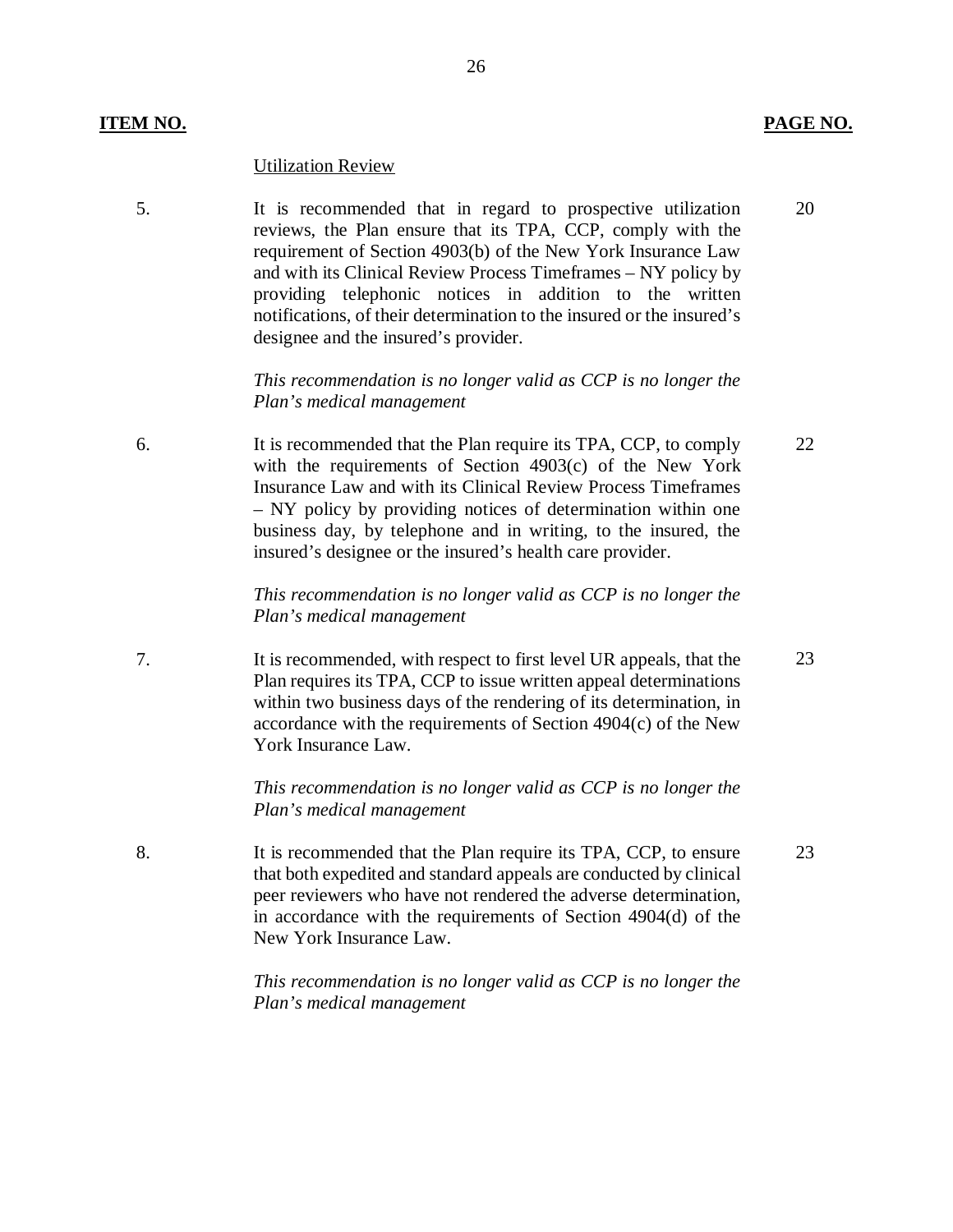| ITEM NO. | | PAGE NO. |
|---|---|---|
| | Utilization Review | |
| 5. | It is recommended that in regard to prospective utilization reviews, the Plan ensure that its TPA, CCP, comply with the requirement of Section 4903(b) of the New York Insurance Law and with its Clinical Review Process Timeframes – NY policy by providing telephonic notices in addition to the written notifications, of their determination to the insured or the insured's designee and the insured's provider.<br><br>*This recommendation is no longer valid as CCP is no longer the Plan's medical management* | 20 |
| 6. | It is recommended that the Plan require its TPA, CCP, to comply with the requirements of Section 4903(c) of the New York Insurance Law and with its Clinical Review Process Timeframes – NY policy by providing notices of determination within one business day, by telephone and in writing, to the insured, the insured's designee or the insured's health care provider.<br><br>*This recommendation is no longer valid as CCP is no longer the Plan's medical management* | 22 |
| 7. | It is recommended, with respect to first level UR appeals, that the Plan requires its TPA, CCP to issue written appeal determinations within two business days of the rendering of its determination, in accordance with the requirements of Section 4904(c) of the New York Insurance Law.<br><br>*This recommendation is no longer valid as CCP is no longer the Plan's medical management* | 23 |
| 8. | It is recommended that the Plan require its TPA, CCP, to ensure that both expedited and standard appeals are conducted by clinical peer reviewers who have not rendered the adverse determination, in accordance with the requirements of Section 4904(d) of the New York Insurance Law.<br><br>*This recommendation is no longer valid as CCP is no longer the Plan's medical management* | 23 |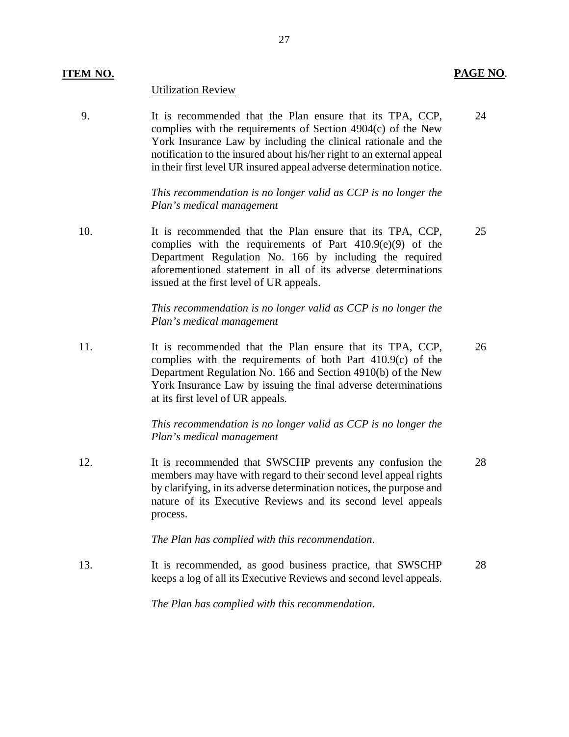| ITEM NO. | | PAGE NO. |
|---|---|---|
| | Utilization Review | |
| 9. | It is recommended that the Plan ensure that its TPA, CCP, complies with the requirements of Section 4904(c) of the New York Insurance Law by including the clinical rationale and the notification to the insured about his/her right to an external appeal in their first level UR insured appeal adverse determination notice.<br><br>*This recommendation is no longer valid as CCP is no longer the Plan's medical management* | 24 |
| 10. | It is recommended that the Plan ensure that its TPA, CCP, complies with the requirements of Part 410.9(e)(9) of the Department Regulation No. 166 by including the required aforementioned statement in all of its adverse determinations issued at the first level of UR appeals.<br><br>*This recommendation is no longer valid as CCP is no longer the Plan's medical management* | 25 |
| 11. | It is recommended that the Plan ensure that its TPA, CCP, complies with the requirements of both Part 410.9(c) of the Department Regulation No. 166 and Section 4910(b) of the New York Insurance Law by issuing the final adverse determinations at its first level of UR appeals.<br><br>*This recommendation is no longer valid as CCP is no longer the Plan's medical management* | 26 |
| 12. | It is recommended that SWSCHP prevents any confusion the members may have with regard to their second level appeal rights by clarifying, in its adverse determination notices, the purpose and nature of its Executive Reviews and its second level appeals process.<br><br>*The Plan has complied with this recommendation.* | 28 |
| 13. | It is recommended, as good business practice, that SWSCHP keeps a log of all its Executive Reviews and second level appeals.<br><br>*The Plan has complied with this recommendation.* | 28 |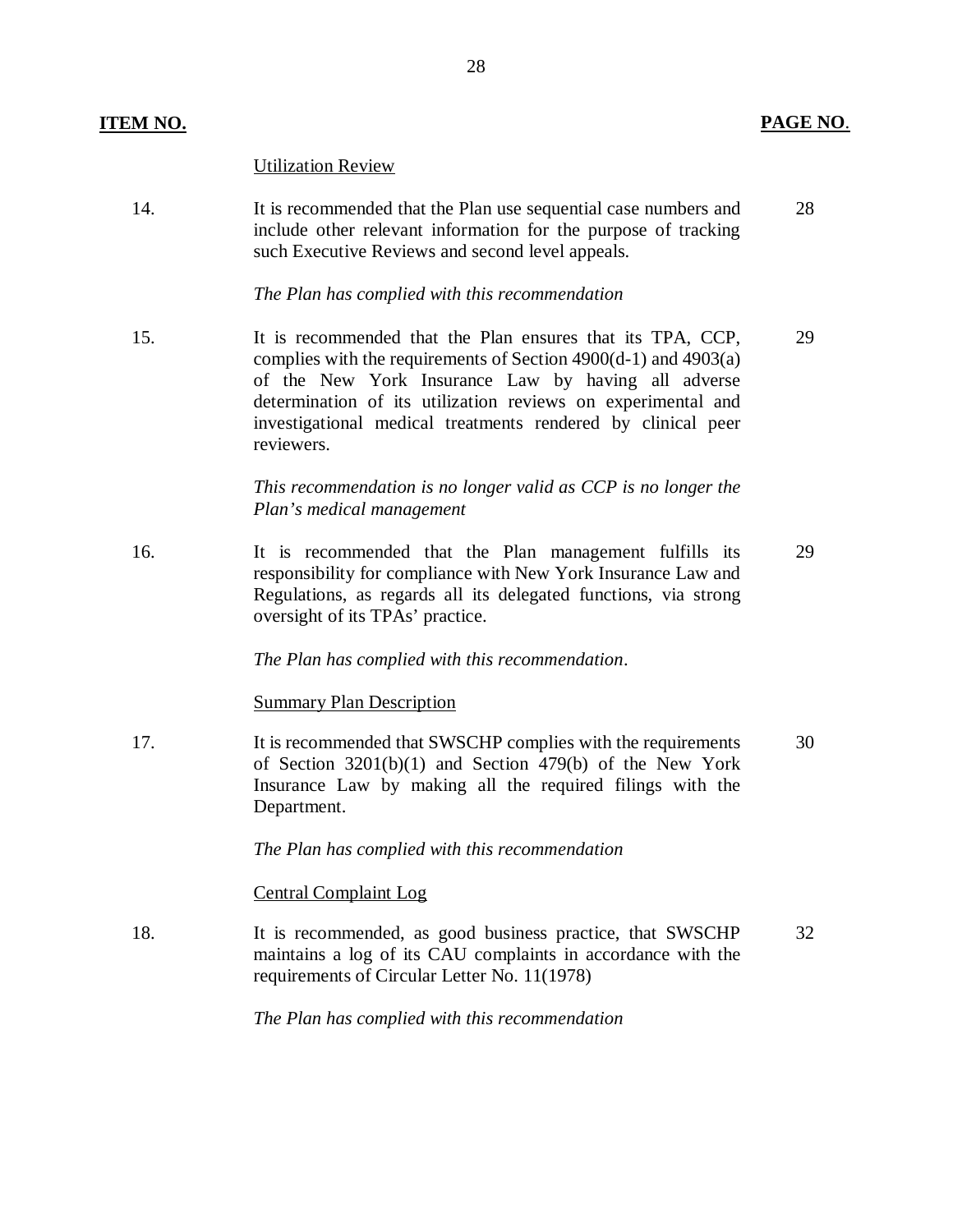| ITEM NO. | | PAGE NO. |
|---|---|---|
| | <u>Utilization Review</u> | |
| 14. | It is recommended that the Plan use sequential case numbers and include other relevant information for the purpose of tracking such Executive Reviews and second level appeals.<br><br>*The Plan has complied with this recommendation* | 28 |
| 15. | It is recommended that the Plan ensures that its TPA, CCP, complies with the requirements of Section 4900(d-1) and 4903(a) of the New York Insurance Law by having all adverse determination of its utilization reviews on experimental and investigational medical treatments rendered by clinical peer reviewers.<br><br>*This recommendation is no longer valid as CCP is no longer the Plan's medical management* | 29 |
| 16. | It is recommended that the Plan management fulfills its responsibility for compliance with New York Insurance Law and Regulations, as regards all its delegated functions, via strong oversight of its TPAs' practice.<br><br>*The Plan has complied with this recommendation*. | 29 |
| | <u>Summary Plan Description</u> | |
| 17. | It is recommended that SWSCHP complies with the requirements of Section 3201(b)(1) and Section 479(b) of the New York Insurance Law by making all the required filings with the Department.<br><br>*The Plan has complied with this recommendation* | 30 |
| | <u>Central Complaint Log</u> | |
| 18. | It is recommended, as good business practice, that SWSCHP maintains a log of its CAU complaints in accordance with the requirements of Circular Letter No. 11(1978)<br><br>*The Plan has complied with this recommendation* | 32 |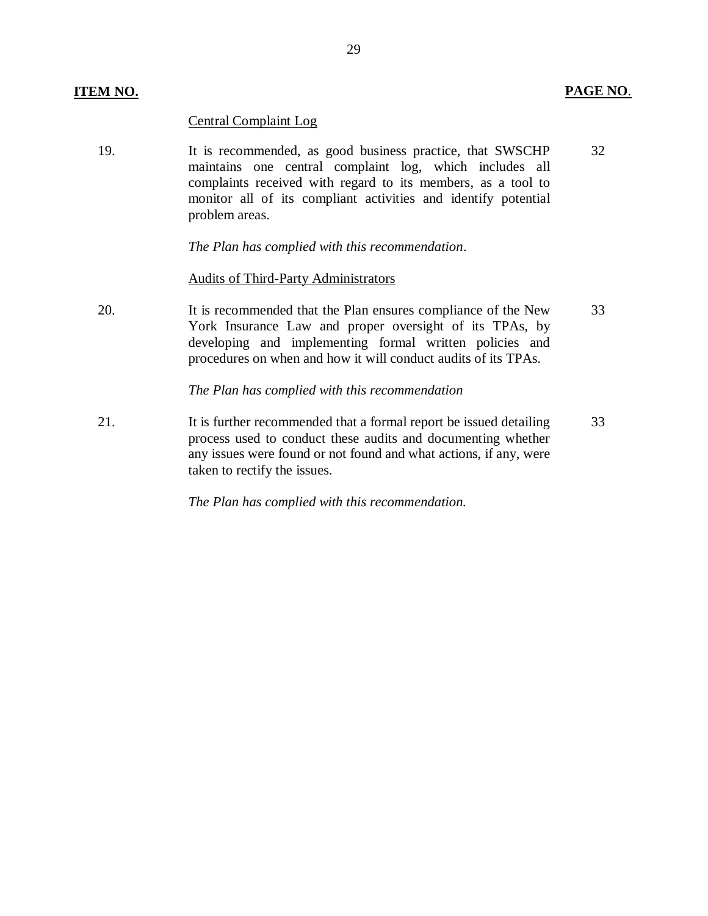| ITEM NO. | | PAGE NO. |
|---|---|---|
| | Central Complaint Log | |
| 19. | It is recommended, as good business practice, that SWSCHP maintains one central complaint log, which includes all complaints received with regard to its members, as a tool to monitor all of its compliant activities and identify potential problem areas.<br><br>*The Plan has complied with this recommendation*. | 32 |
| | Audits of Third-Party Administrators | |
| 20. | It is recommended that the Plan ensures compliance of the New York Insurance Law and proper oversight of its TPAs, by developing and implementing formal written policies and procedures on when and how it will conduct audits of its TPAs.<br><br>*The Plan has complied with this recommendation* | 33 |
| 21. | It is further recommended that a formal report be issued detailing process used to conduct these audits and documenting whether any issues were found or not found and what actions, if any, were taken to rectify the issues.<br><br>*The Plan has complied with this recommendation.* | 33 |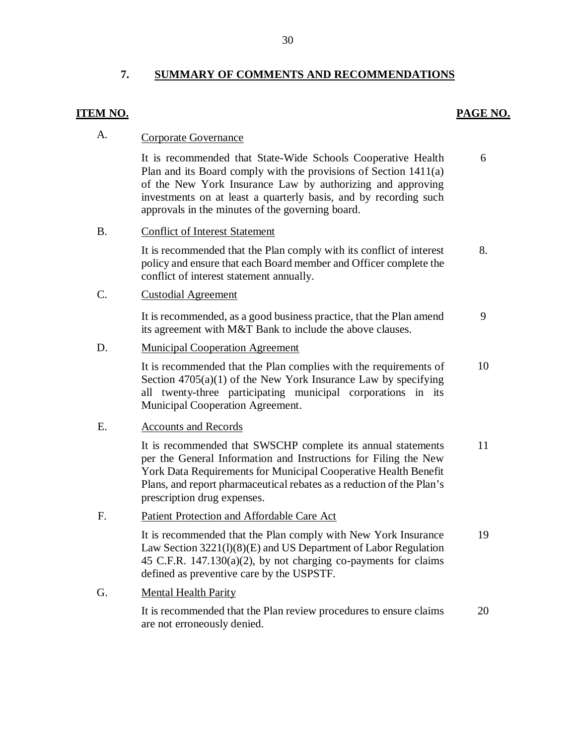## 7. SUMMARY OF COMMENTS AND RECOMMENDATIONS

| ITEM NO. | | PAGE NO. |
|---|---|---|
| A. | Corporate Governance | |
| | It is recommended that State-Wide Schools Cooperative Health Plan and its Board comply with the provisions of Section 1411(a) of the New York Insurance Law by authorizing and approving investments on at least a quarterly basis, and by recording such approvals in the minutes of the governing board. | 6 |
| B. | Conflict of Interest Statement | |
| | It is recommended that the Plan comply with its conflict of interest policy and ensure that each Board member and Officer complete the conflict of interest statement annually. | 8. |
| C. | Custodial Agreement | |
| | It is recommended, as a good business practice, that the Plan amend its agreement with M&T Bank to include the above clauses. | 9 |
| D. | Municipal Cooperation Agreement | |
| | It is recommended that the Plan complies with the requirements of Section 4705(a)(1) of the New York Insurance Law by specifying all twenty-three participating municipal corporations in its Municipal Cooperation Agreement. | 10 |
| E. | Accounts and Records | |
| | It is recommended that SWSCHP complete its annual statements per the General Information and Instructions for Filing the New York Data Requirements for Municipal Cooperative Health Benefit Plans, and report pharmaceutical rebates as a reduction of the Plan's prescription drug expenses. | 11 |
| F. | Patient Protection and Affordable Care Act | |
| | It is recommended that the Plan comply with New York Insurance Law Section 3221(l)(8)(E) and US Department of Labor Regulation 45 C.F.R. 147.130(a)(2), by not charging co-payments for claims defined as preventive care by the USPSTF. | 19 |
| G. | Mental Health Parity | |
| | It is recommended that the Plan review procedures to ensure claims are not erroneously denied. | 20 |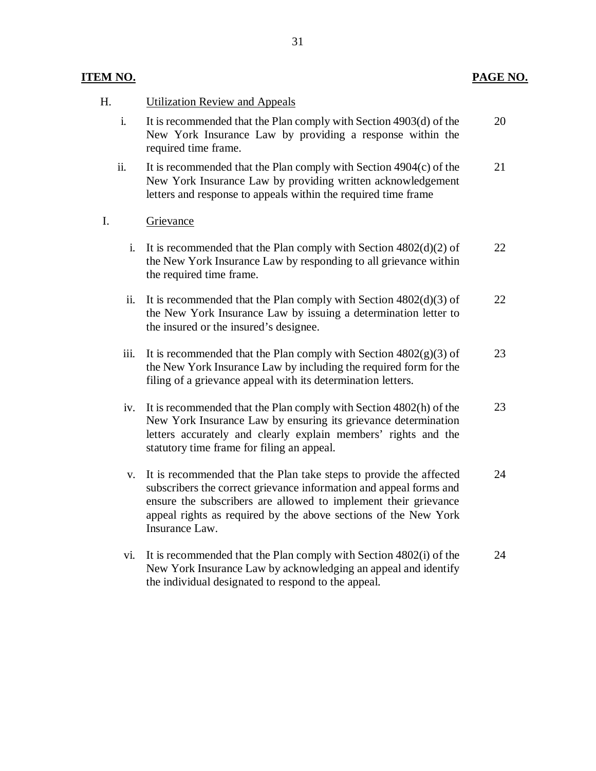| ITEM NO. | | PAGE NO. |
|---|---|---|
| H. | Utilization Review and Appeals | |
| i. | It is recommended that the Plan comply with Section 4903(d) of the New York Insurance Law by providing a response within the required time frame. | 20 |
| ii. | It is recommended that the Plan comply with Section 4904(c) of the New York Insurance Law by providing written acknowledgement letters and response to appeals within the required time frame | 21 |
| I. | Grievance | |
| i. | It is recommended that the Plan comply with Section 4802(d)(2) of the New York Insurance Law by responding to all grievance within the required time frame. | 22 |
| ii. | It is recommended that the Plan comply with Section 4802(d)(3) of the New York Insurance Law by issuing a determination letter to the insured or the insured's designee. | 22 |
| iii. | It is recommended that the Plan comply with Section 4802(g)(3) of the New York Insurance Law by including the required form for the filing of a grievance appeal with its determination letters. | 23 |
| iv. | It is recommended that the Plan comply with Section 4802(h) of the New York Insurance Law by ensuring its grievance determination letters accurately and clearly explain members' rights and the statutory time frame for filing an appeal. | 23 |
| v. | It is recommended that the Plan take steps to provide the affected subscribers the correct grievance information and appeal forms and ensure the subscribers are allowed to implement their grievance appeal rights as required by the above sections of the New York Insurance Law. | 24 |
| vi. | It is recommended that the Plan comply with Section 4802(i) of the New York Insurance Law by acknowledging an appeal and identify the individual designated to respond to the appeal. | 24 |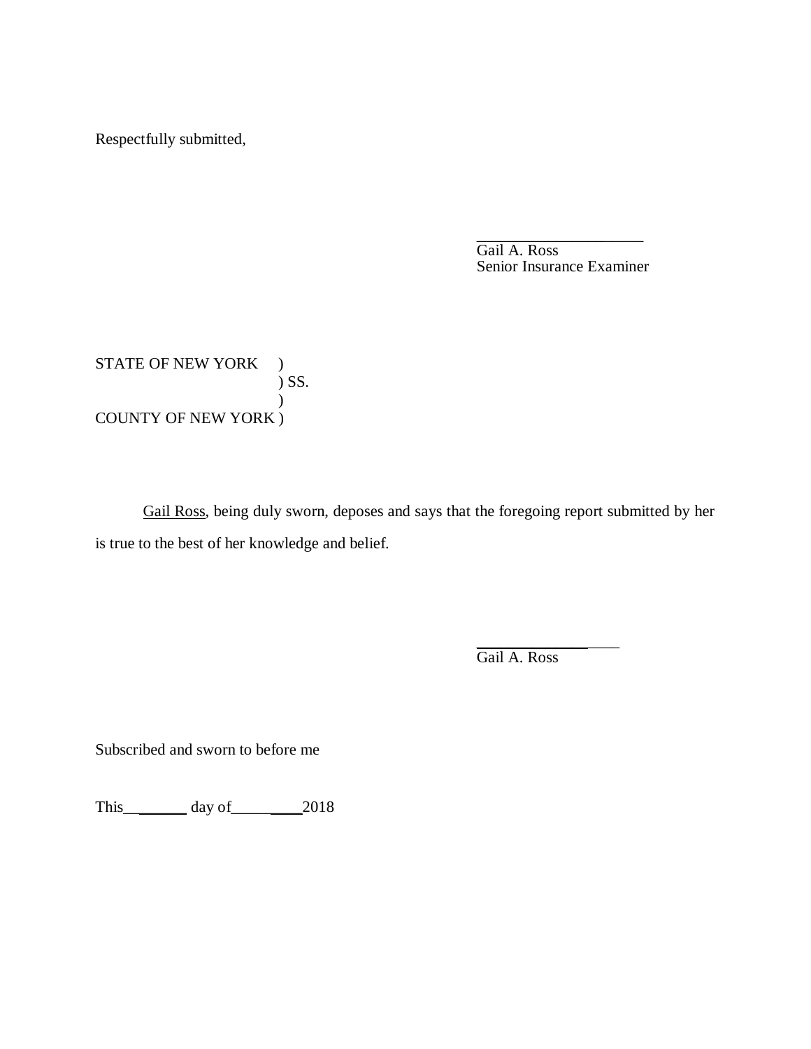Respectfully submitted,

_______________________
Gail A. Ross
Senior Insurance Examiner

STATE OF NEW YORK )
) SS.
)
COUNTY OF NEW YORK )

Gail Ross, being duly sworn, deposes and says that the foregoing report submitted by her is true to the best of her knowledge and belief.

____________________
Gail A. Ross

Subscribed and sworn to before me

This_________ day of_________2018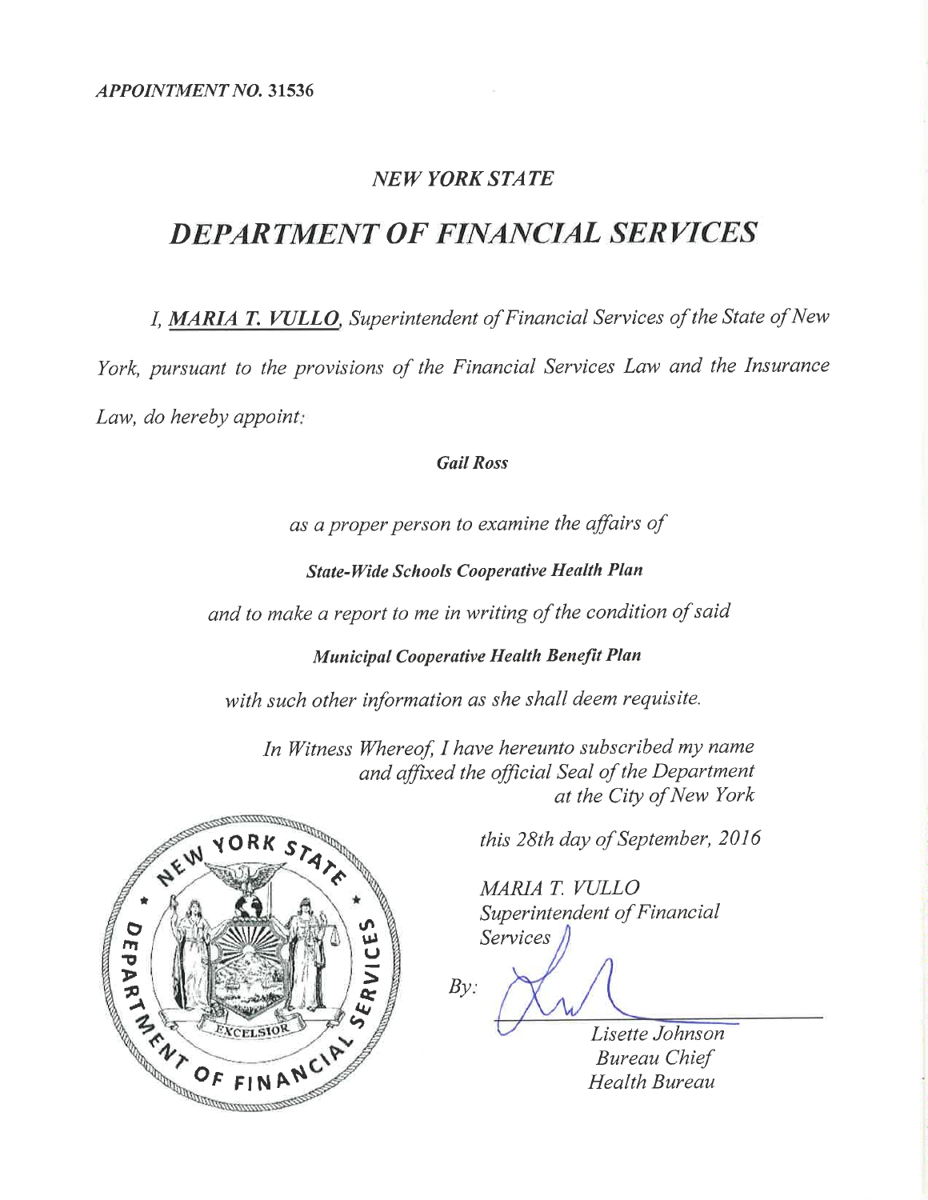*APPOINTMENT NO.* **31536**

## *NEW YORK STATE*

# *DEPARTMENT OF FINANCIAL SERVICES*

*I, **MARIA T. VULLO**, Superintendent of Financial Services of the State of New York, pursuant to the provisions of the Financial Services Law and the Insurance Law, do hereby appoint:*

***Gail Ross***

*as a proper person to examine the affairs of*

***State-Wide Schools Cooperative Health Plan***

*and to make a report to me in writing of the condition of said*

***Municipal Cooperative Health Benefit Plan***

*with such other information as she shall deem requisite.*

*In Witness Whereof, I have hereunto subscribed my name and affixed the official Seal of the Department at the City of New York*

*this 28th day of September, 2016*

*MARIA T. VULLO*
*Superintendent of Financial Services*

*By:*

*Lisette Johnson*
*Bureau Chief*
*Health Bureau*